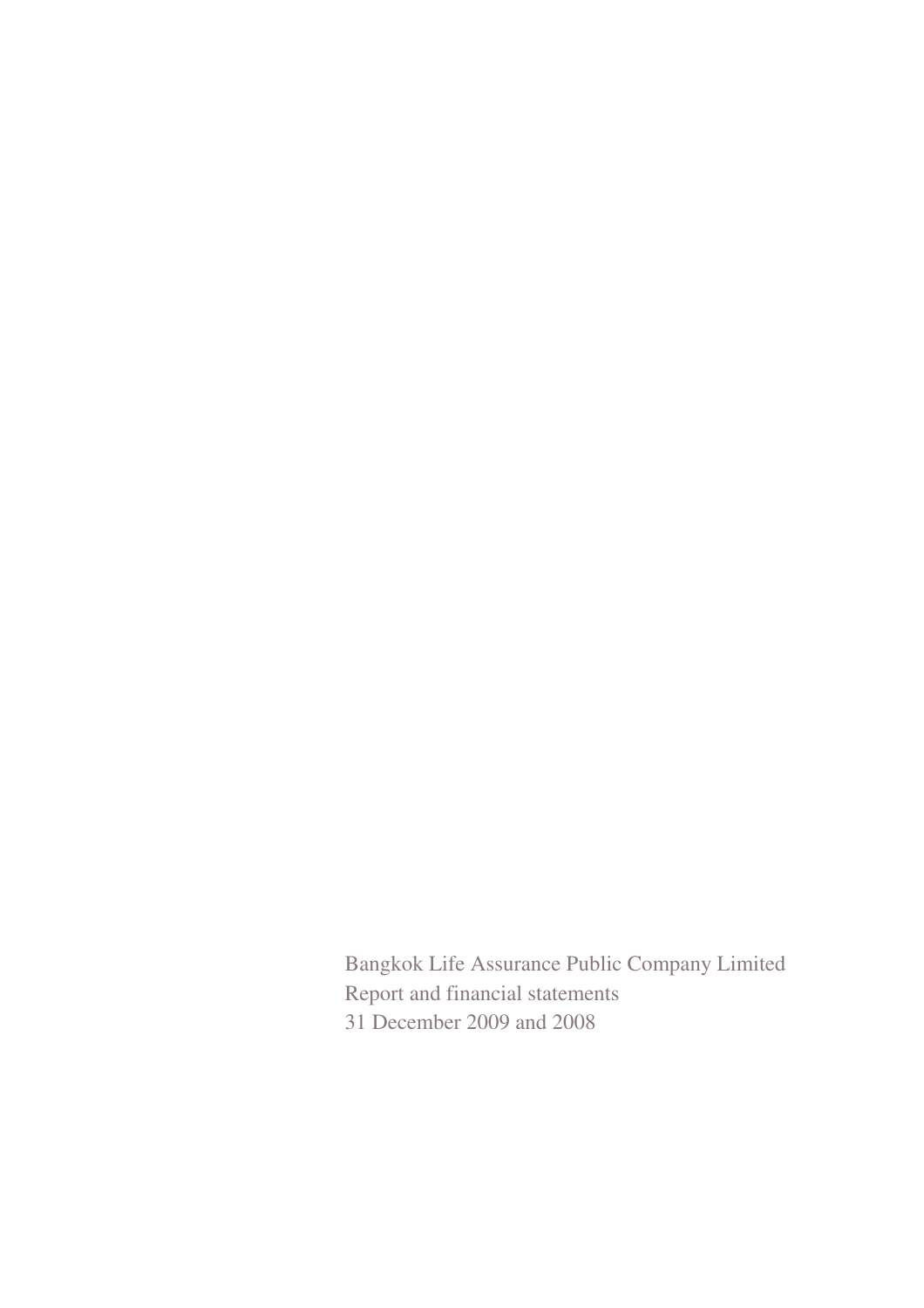Bangkok Life Assurance Public Company Limited

Report and financial statements

31 December 2009 and 2008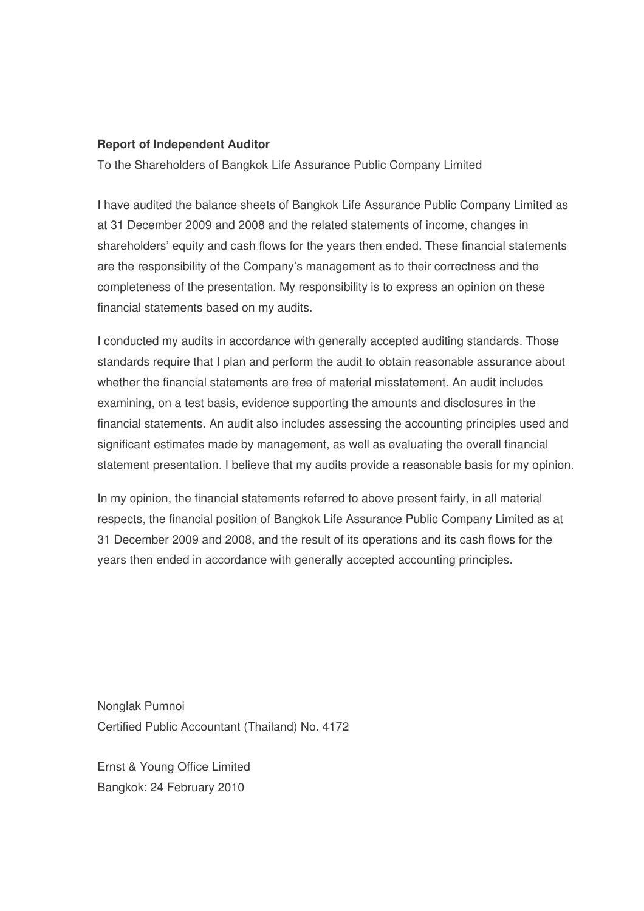**Report of Independent Auditor**

To the Shareholders of Bangkok Life Assurance Public Company Limited

I have audited the balance sheets of Bangkok Life Assurance Public Company Limited as at 31 December 2009 and 2008 and the related statements of income, changes in shareholders' equity and cash flows for the years then ended. These financial statements are the responsibility of the Company's management as to their correctness and the completeness of the presentation. My responsibility is to express an opinion on these financial statements based on my audits.

I conducted my audits in accordance with generally accepted auditing standards. Those standards require that I plan and perform the audit to obtain reasonable assurance about whether the financial statements are free of material misstatement. An audit includes examining, on a test basis, evidence supporting the amounts and disclosures in the financial statements. An audit also includes assessing the accounting principles used and significant estimates made by management, as well as evaluating the overall financial statement presentation. I believe that my audits provide a reasonable basis for my opinion.

In my opinion, the financial statements referred to above present fairly, in all material respects, the financial position of Bangkok Life Assurance Public Company Limited as at 31 December 2009 and 2008, and the result of its operations and its cash flows for the years then ended in accordance with generally accepted accounting principles.

Nonglak Pumnoi
Certified Public Accountant (Thailand) No. 4172

Ernst & Young Office Limited
Bangkok: 24 February 2010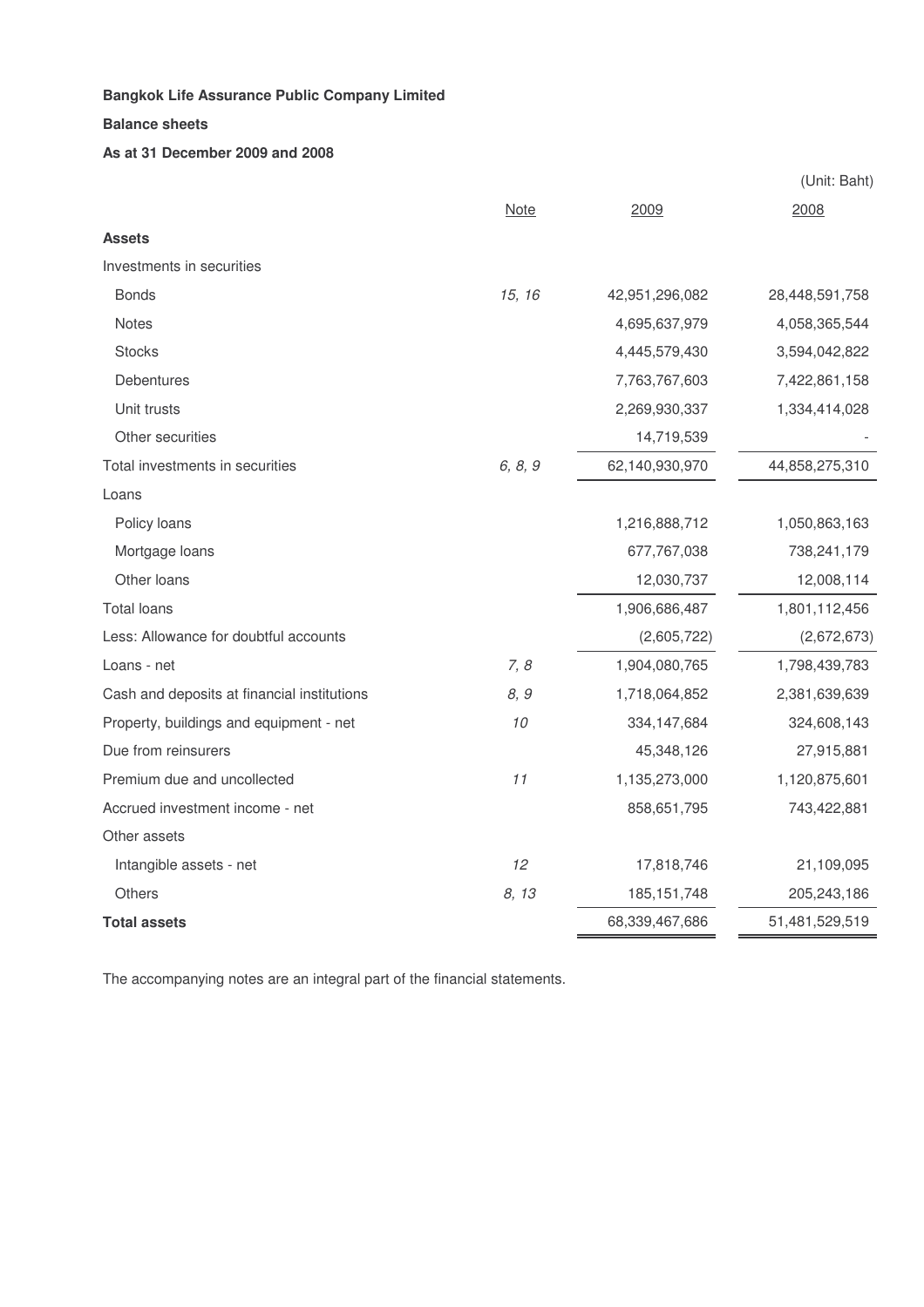**Bangkok Life Assurance Public Company Limited**

**Balance sheets**

**As at 31 December 2009 and 2008**

(Unit: Baht)

| | Note | 2009 | 2008 |
|---|---|---|---|
| **Assets** | | | |
| Investments in securities | | | |
| Bonds | *15, 16* | 42,951,296,082 | 28,448,591,758 |
| Notes | | 4,695,637,979 | 4,058,365,544 |
| Stocks | | 4,445,579,430 | 3,594,042,822 |
| Debentures | | 7,763,767,603 | 7,422,861,158 |
| Unit trusts | | 2,269,930,337 | 1,334,414,028 |
| Other securities | | 14,719,539 | - |
| Total investments in securities | *6, 8, 9* | 62,140,930,970 | 44,858,275,310 |
| Loans | | | |
| Policy loans | | 1,216,888,712 | 1,050,863,163 |
| Mortgage loans | | 677,767,038 | 738,241,179 |
| Other loans | | 12,030,737 | 12,008,114 |
| Total loans | | 1,906,686,487 | 1,801,112,456 |
| Less: Allowance for doubtful accounts | | (2,605,722) | (2,672,673) |
| Loans - net | *7, 8* | 1,904,080,765 | 1,798,439,783 |
| Cash and deposits at financial institutions | *8, 9* | 1,718,064,852 | 2,381,639,639 |
| Property, buildings and equipment - net | *10* | 334,147,684 | 324,608,143 |
| Due from reinsurers | | 45,348,126 | 27,915,881 |
| Premium due and uncollected | *11* | 1,135,273,000 | 1,120,875,601 |
| Accrued investment income - net | | 858,651,795 | 743,422,881 |
| Other assets | | | |
| Intangible assets - net | *12* | 17,818,746 | 21,109,095 |
| Others | *8, 13* | 185,151,748 | 205,243,186 |
| **Total assets** | | 68,339,467,686 | 51,481,529,519 |

The accompanying notes are an integral part of the financial statements.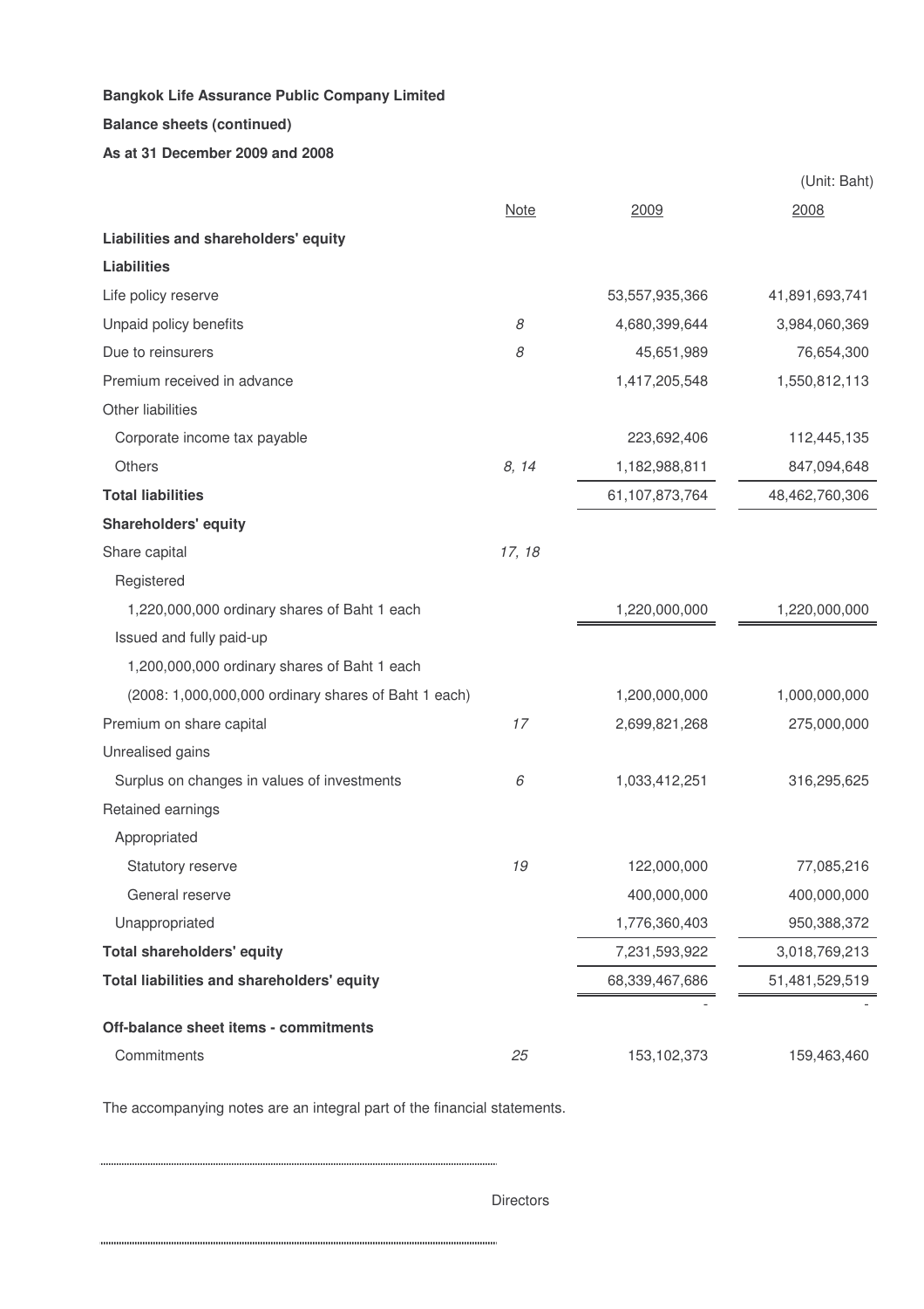**Bangkok Life Assurance Public Company Limited**

**Balance sheets (continued)**

**As at 31 December 2009 and 2008**

(Unit: Baht)

| | Note | 2009 | 2008 |
|---|---|---|---|
| **Liabilities and shareholders' equity** | | | |
| **Liabilities** | | | |
| Life policy reserve | | 53,557,935,366 | 41,891,693,741 |
| Unpaid policy benefits | *8* | 4,680,399,644 | 3,984,060,369 |
| Due to reinsurers | *8* | 45,651,989 | 76,654,300 |
| Premium received in advance | | 1,417,205,548 | 1,550,812,113 |
| Other liabilities | | | |
| Corporate income tax payable | | 223,692,406 | 112,445,135 |
| Others | *8, 14* | 1,182,988,811 | 847,094,648 |
| **Total liabilities** | | 61,107,873,764 | 48,462,760,306 |
| **Shareholders' equity** | | | |
| Share capital | *17, 18* | | |
| Registered | | | |
| 1,220,000,000 ordinary shares of Baht 1 each | | 1,220,000,000 | 1,220,000,000 |
| Issued and fully paid-up | | | |
| 1,200,000,000 ordinary shares of Baht 1 each | | | |
| (2008: 1,000,000,000 ordinary shares of Baht 1 each) | | 1,200,000,000 | 1,000,000,000 |
| Premium on share capital | *17* | 2,699,821,268 | 275,000,000 |
| Unrealised gains | | | |
| Surplus on changes in values of investments | *6* | 1,033,412,251 | 316,295,625 |
| Retained earnings | | | |
| Appropriated | | | |
| Statutory reserve | *19* | 122,000,000 | 77,085,216 |
| General reserve | | 400,000,000 | 400,000,000 |
| Unappropriated | | 1,776,360,403 | 950,388,372 |
| **Total shareholders' equity** | | 7,231,593,922 | 3,018,769,213 |
| **Total liabilities and shareholders' equity** | | 68,339,467,686 | 51,481,529,519 |
| | | - | - |
| **Off-balance sheet items - commitments** | | | |
| Commitments | *25* | 153,102,373 | 159,463,460 |

The accompanying notes are an integral part of the financial statements.

Directors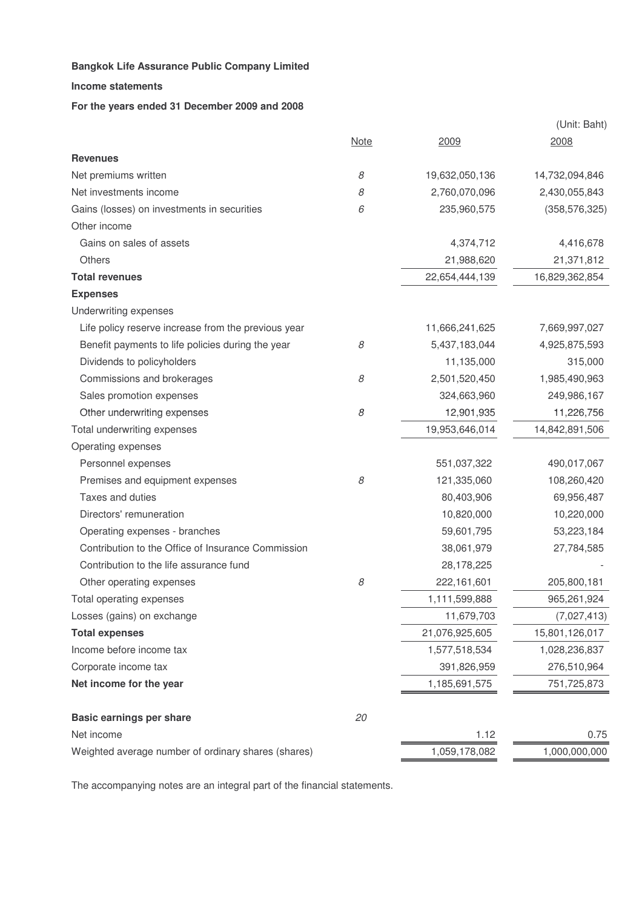**Bangkok Life Assurance Public Company Limited**

**Income statements**

**For the years ended 31 December 2009 and 2008**

(Unit: Baht)

| | Note | 2009 | 2008 |
|---|---|---|---|
| **Revenues** | | | |
| Net premiums written | 8 | 19,632,050,136 | 14,732,094,846 |
| Net investments income | 8 | 2,760,070,096 | 2,430,055,843 |
| Gains (losses) on investments in securities | 6 | 235,960,575 | (358,576,325) |
| Other income | | | |
| Gains on sales of assets | | 4,374,712 | 4,416,678 |
| Others | | 21,988,620 | 21,371,812 |
| **Total revenues** | | 22,654,444,139 | 16,829,362,854 |
| **Expenses** | | | |
| Underwriting expenses | | | |
| Life policy reserve increase from the previous year | | 11,666,241,625 | 7,669,997,027 |
| Benefit payments to life policies during the year | 8 | 5,437,183,044 | 4,925,875,593 |
| Dividends to policyholders | | 11,135,000 | 315,000 |
| Commissions and brokerages | 8 | 2,501,520,450 | 1,985,490,963 |
| Sales promotion expenses | | 324,663,960 | 249,986,167 |
| Other underwriting expenses | 8 | 12,901,935 | 11,226,756 |
| Total underwriting expenses | | 19,953,646,014 | 14,842,891,506 |
| Operating expenses | | | |
| Personnel expenses | | 551,037,322 | 490,017,067 |
| Premises and equipment expenses | 8 | 121,335,060 | 108,260,420 |
| Taxes and duties | | 80,403,906 | 69,956,487 |
| Directors' remuneration | | 10,820,000 | 10,220,000 |
| Operating expenses - branches | | 59,601,795 | 53,223,184 |
| Contribution to the Office of Insurance Commission | | 38,061,979 | 27,784,585 |
| Contribution to the life assurance fund | | 28,178,225 | - |
| Other operating expenses | 8 | 222,161,601 | 205,800,181 |
| Total operating expenses | | 1,111,599,888 | 965,261,924 |
| Losses (gains) on exchange | | 11,679,703 | (7,027,413) |
| **Total expenses** | | 21,076,925,605 | 15,801,126,017 |
| Income before income tax | | 1,577,518,534 | 1,028,236,837 |
| Corporate income tax | | 391,826,959 | 276,510,964 |
| **Net income for the year** | | 1,185,691,575 | 751,725,873 |
| | | | |
| **Basic earnings per share** | 20 | | |
| Net income | | 1.12 | 0.75 |
| Weighted average number of ordinary shares (shares) | | 1,059,178,082 | 1,000,000,000 |

The accompanying notes are an integral part of the financial statements.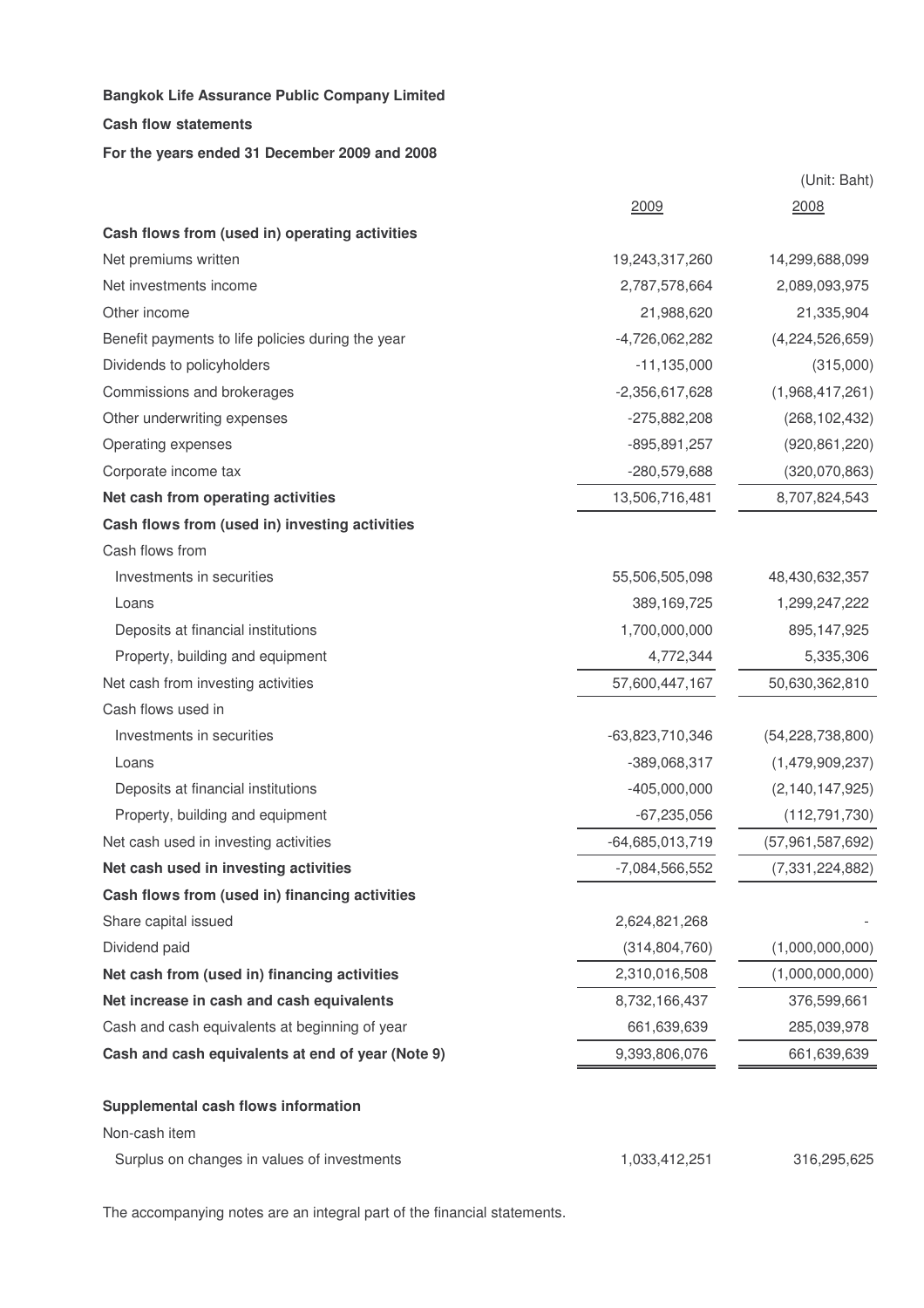**Bangkok Life Assurance Public Company Limited**

**Cash flow statements**

**For the years ended 31 December 2009 and 2008**

(Unit: Baht)

| | 2009 | 2008 |
|---|---|---|
| **Cash flows from (used in) operating activities** | | |
| Net premiums written | 19,243,317,260 | 14,299,688,099 |
| Net investments income | 2,787,578,664 | 2,089,093,975 |
| Other income | 21,988,620 | 21,335,904 |
| Benefit payments to life policies during the year | -4,726,062,282 | (4,224,526,659) |
| Dividends to policyholders | -11,135,000 | (315,000) |
| Commissions and brokerages | -2,356,617,628 | (1,968,417,261) |
| Other underwriting expenses | -275,882,208 | (268,102,432) |
| Operating expenses | -895,891,257 | (920,861,220) |
| Corporate income tax | -280,579,688 | (320,070,863) |
| **Net cash from operating activities** | 13,506,716,481 | 8,707,824,543 |
| **Cash flows from (used in) investing activities** | | |
| Cash flows from | | |
| Investments in securities | 55,506,505,098 | 48,430,632,357 |
| Loans | 389,169,725 | 1,299,247,222 |
| Deposits at financial institutions | 1,700,000,000 | 895,147,925 |
| Property, building and equipment | 4,772,344 | 5,335,306 |
| Net cash from investing activities | 57,600,447,167 | 50,630,362,810 |
| Cash flows used in | | |
| Investments in securities | -63,823,710,346 | (54,228,738,800) |
| Loans | -389,068,317 | (1,479,909,237) |
| Deposits at financial institutions | -405,000,000 | (2,140,147,925) |
| Property, building and equipment | -67,235,056 | (112,791,730) |
| Net cash used in investing activities | -64,685,013,719 | (57,961,587,692) |
| **Net cash used in investing activities** | -7,084,566,552 | (7,331,224,882) |
| **Cash flows from (used in) financing activities** | | |
| Share capital issued | 2,624,821,268 | - |
| Dividend paid | (314,804,760) | (1,000,000,000) |
| **Net cash from (used in) financing activities** | 2,310,016,508 | (1,000,000,000) |
| **Net increase in cash and cash equivalents** | 8,732,166,437 | 376,599,661 |
| Cash and cash equivalents at beginning of year | 661,639,639 | 285,039,978 |
| **Cash and cash equivalents at end of year (Note 9)** | 9,393,806,076 | 661,639,639 |
| | | |
| **Supplemental cash flows information** | | |
| Non-cash item | | |
| Surplus on changes in values of investments | 1,033,412,251 | 316,295,625 |

The accompanying notes are an integral part of the financial statements.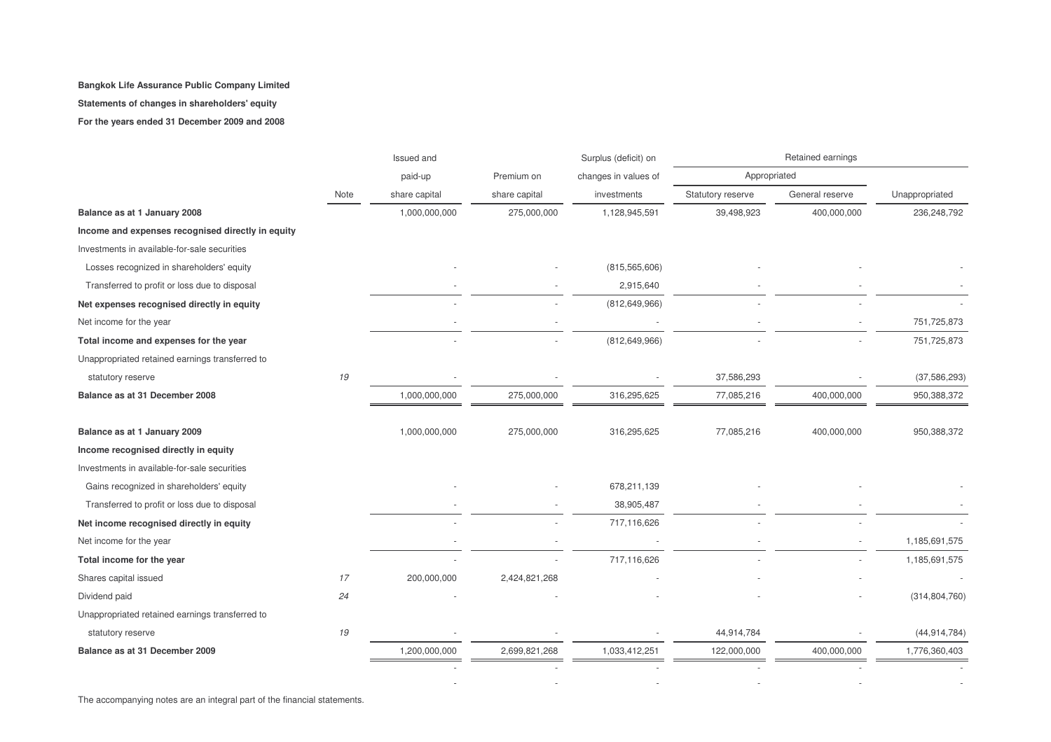**Bangkok Life Assurance Public Company Limited**

**Statements of changes in shareholders' equity**

**For the years ended 31 December 2009 and 2008**

| | | Issued and | | Surplus (deficit) on | Retained earnings | | |
|---|---|---|---|---|---|---|---|
| | | paid-up | Premium on | changes in values of | Appropriated | | |
| | Note | share capital | share capital | investments | Statutory reserve | General reserve | Unappropriated |
| **Balance as at 1 January 2008** | | 1,000,000,000 | 275,000,000 | 1,128,945,591 | 39,498,923 | 400,000,000 | 236,248,792 |
| **Income and expenses recognised directly in equity** | | | | | | | |
| Investments in available-for-sale securities | | | | | | | |
| Losses recognized in shareholders' equity | | - | - | (815,565,606) | - | - | - |
| Transferred to profit or loss due to disposal | | - | - | 2,915,640 | - | - | - |
| **Net expenses recognised directly in equity** | | - | - | (812,649,966) | - | - | - |
| Net income for the year | | - | - | - | - | - | 751,725,873 |
| **Total income and expenses for the year** | | - | - | (812,649,966) | - | - | 751,725,873 |
| Unappropriated retained earnings transferred to statutory reserve | *19* | - | - | - | 37,586,293 | - | (37,586,293) |
| **Balance as at 31 December 2008** | | 1,000,000,000 | 275,000,000 | 316,295,625 | 77,085,216 | 400,000,000 | 950,388,372 |
| | | | | | | | |
| **Balance as at 1 January 2009** | | 1,000,000,000 | 275,000,000 | 316,295,625 | 77,085,216 | 400,000,000 | 950,388,372 |
| **Income recognised directly in equity** | | | | | | | |
| Investments in available-for-sale securities | | | | | | | |
| Gains recognized in shareholders' equity | | - | - | 678,211,139 | - | - | - |
| Transferred to profit or loss due to disposal | | - | - | 38,905,487 | - | - | - |
| **Net income recognised directly in equity** | | - | - | 717,116,626 | - | - | - |
| Net income for the year | | - | - | - | - | - | 1,185,691,575 |
| **Total income for the year** | | - | - | 717,116,626 | - | - | 1,185,691,575 |
| Shares capital issued | *17* | 200,000,000 | 2,424,821,268 | - | - | - | - |
| Dividend paid | *24* | - | - | - | - | - | (314,804,760) |
| Unappropriated retained earnings transferred to statutory reserve | *19* | - | - | - | 44,914,784 | - | (44,914,784) |
| **Balance as at 31 December 2009** | | 1,200,000,000 | 2,699,821,268 | 1,033,412,251 | 122,000,000 | 400,000,000 | 1,776,360,403 |
| | | - | - | - | - | - | - |
| | | - | - | - | - | - | - |

The accompanying notes are an integral part of the financial statements.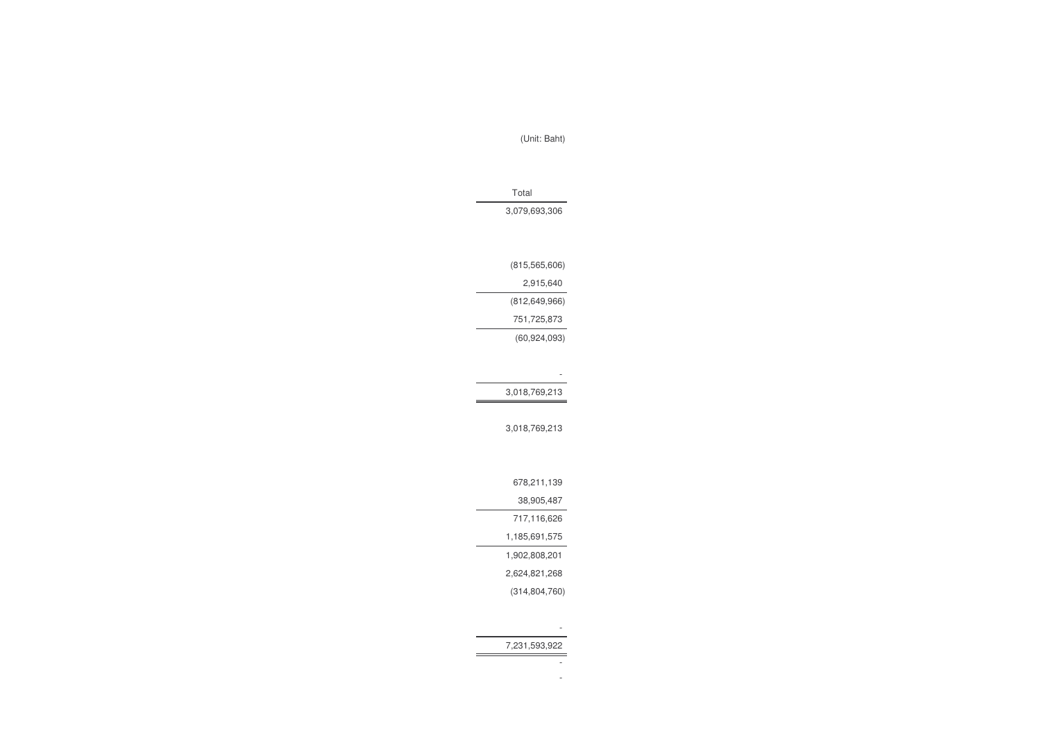(Unit: Baht)

| Total |
|---|
| 3,079,693,306 |
| |
| |
| (815,565,606) |
| 2,915,640 |
| (812,649,966) |
| 751,725,873 |
| (60,924,093) |
| |
| - |
| 3,018,769,213 |
| |
| 3,018,769,213 |
| |
| |
| 678,211,139 |
| 38,905,487 |
| 717,116,626 |
| 1,185,691,575 |
| 1,902,808,201 |
| 2,624,821,268 |
| (314,804,760) |
| |
| - |
| 7,231,593,922 |
| - |
| - |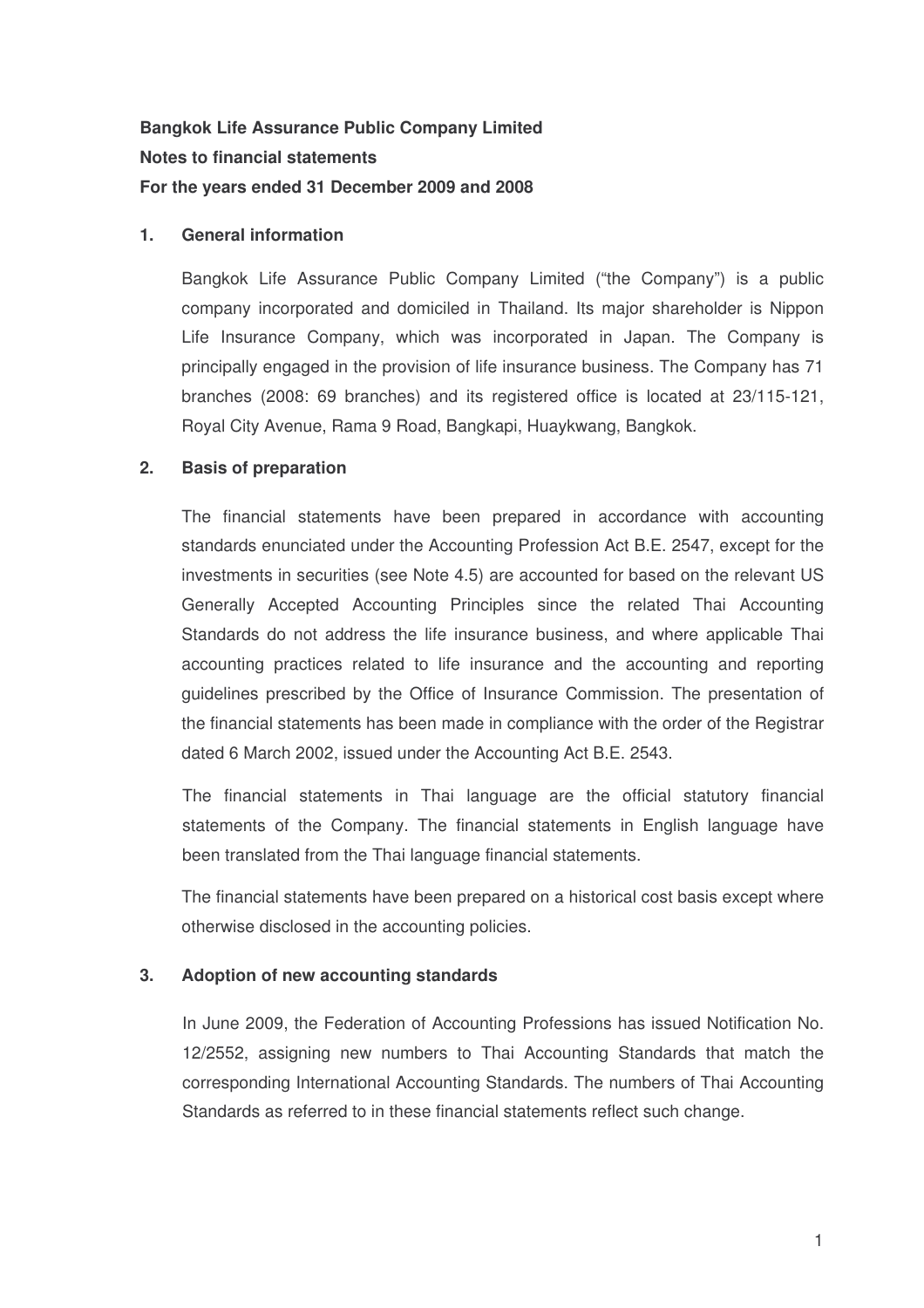**Bangkok Life Assurance Public Company Limited**

**Notes to financial statements**

**For the years ended 31 December 2009 and 2008**

## 1. General information

Bangkok Life Assurance Public Company Limited ("the Company") is a public company incorporated and domiciled in Thailand. Its major shareholder is Nippon Life Insurance Company, which was incorporated in Japan. The Company is principally engaged in the provision of life insurance business. The Company has 71 branches (2008: 69 branches) and its registered office is located at 23/115-121, Royal City Avenue, Rama 9 Road, Bangkapi, Huaykwang, Bangkok.

## 2. Basis of preparation

The financial statements have been prepared in accordance with accounting standards enunciated under the Accounting Profession Act B.E. 2547, except for the investments in securities (see Note 4.5) are accounted for based on the relevant US Generally Accepted Accounting Principles since the related Thai Accounting Standards do not address the life insurance business, and where applicable Thai accounting practices related to life insurance and the accounting and reporting guidelines prescribed by the Office of Insurance Commission. The presentation of the financial statements has been made in compliance with the order of the Registrar dated 6 March 2002, issued under the Accounting Act B.E. 2543.

The financial statements in Thai language are the official statutory financial statements of the Company. The financial statements in English language have been translated from the Thai language financial statements.

The financial statements have been prepared on a historical cost basis except where otherwise disclosed in the accounting policies.

## 3. Adoption of new accounting standards

In June 2009, the Federation of Accounting Professions has issued Notification No. 12/2552, assigning new numbers to Thai Accounting Standards that match the corresponding International Accounting Standards. The numbers of Thai Accounting Standards as referred to in these financial statements reflect such change.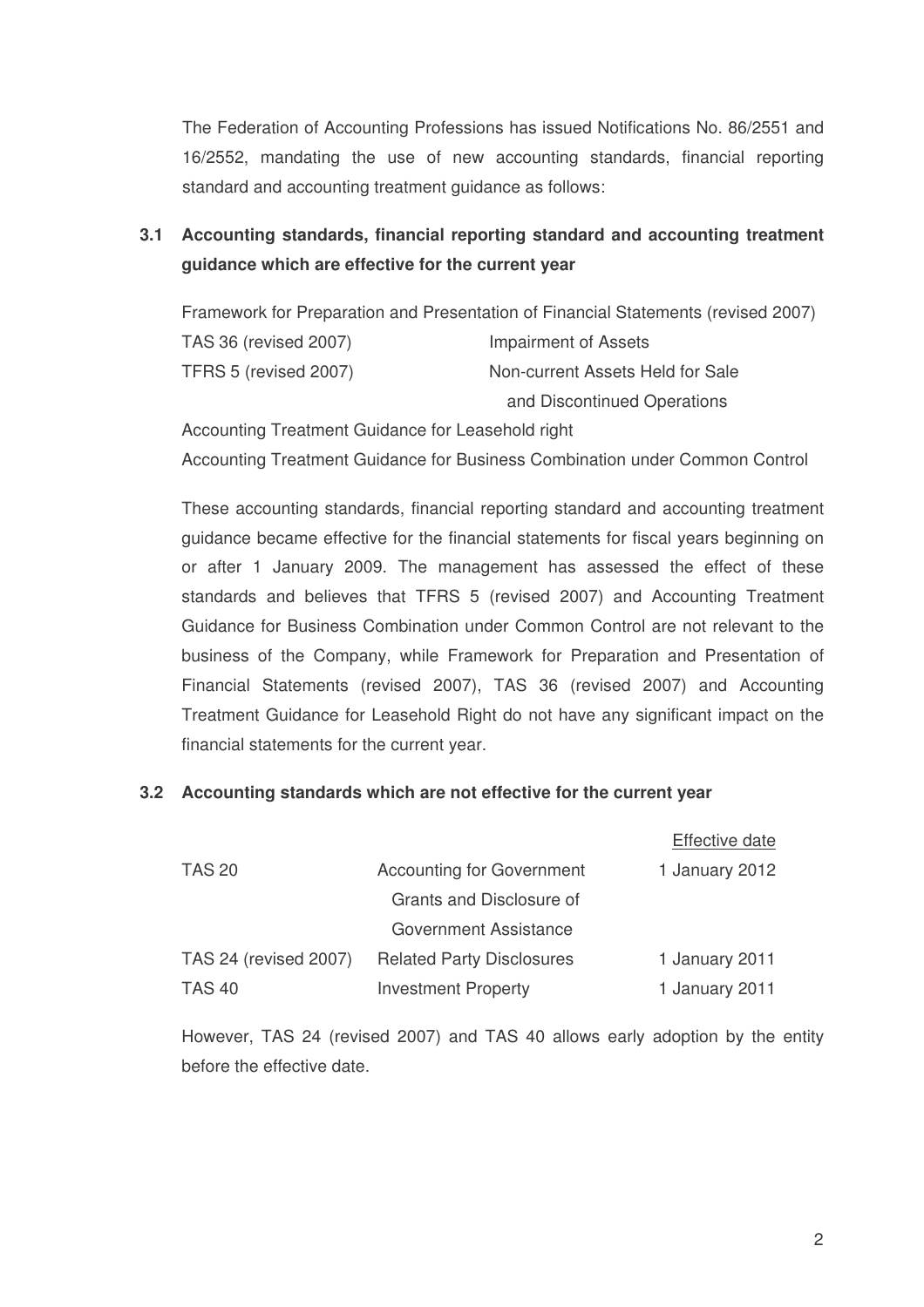The Federation of Accounting Professions has issued Notifications No. 86/2551 and 16/2552, mandating the use of new accounting standards, financial reporting standard and accounting treatment guidance as follows:

## 3.1 Accounting standards, financial reporting standard and accounting treatment guidance which are effective for the current year

Framework for Preparation and Presentation of Financial Statements (revised 2007)

| | |
|---|---|
| TAS 36 (revised 2007) | Impairment of Assets |
| TFRS 5 (revised 2007) | Non-current Assets Held for Sale and Discontinued Operations |

Accounting Treatment Guidance for Leasehold right

Accounting Treatment Guidance for Business Combination under Common Control

These accounting standards, financial reporting standard and accounting treatment guidance became effective for the financial statements for fiscal years beginning on or after 1 January 2009. The management has assessed the effect of these standards and believes that TFRS 5 (revised 2007) and Accounting Treatment Guidance for Business Combination under Common Control are not relevant to the business of the Company, while Framework for Preparation and Presentation of Financial Statements (revised 2007), TAS 36 (revised 2007) and Accounting Treatment Guidance for Leasehold Right do not have any significant impact on the financial statements for the current year.

## 3.2 Accounting standards which are not effective for the current year

| | | Effective date |
|---|---|---|
| TAS 20 | Accounting for Government Grants and Disclosure of Government Assistance | 1 January 2012 |
| TAS 24 (revised 2007) | Related Party Disclosures | 1 January 2011 |
| TAS 40 | Investment Property | 1 January 2011 |

However, TAS 24 (revised 2007) and TAS 40 allows early adoption by the entity before the effective date.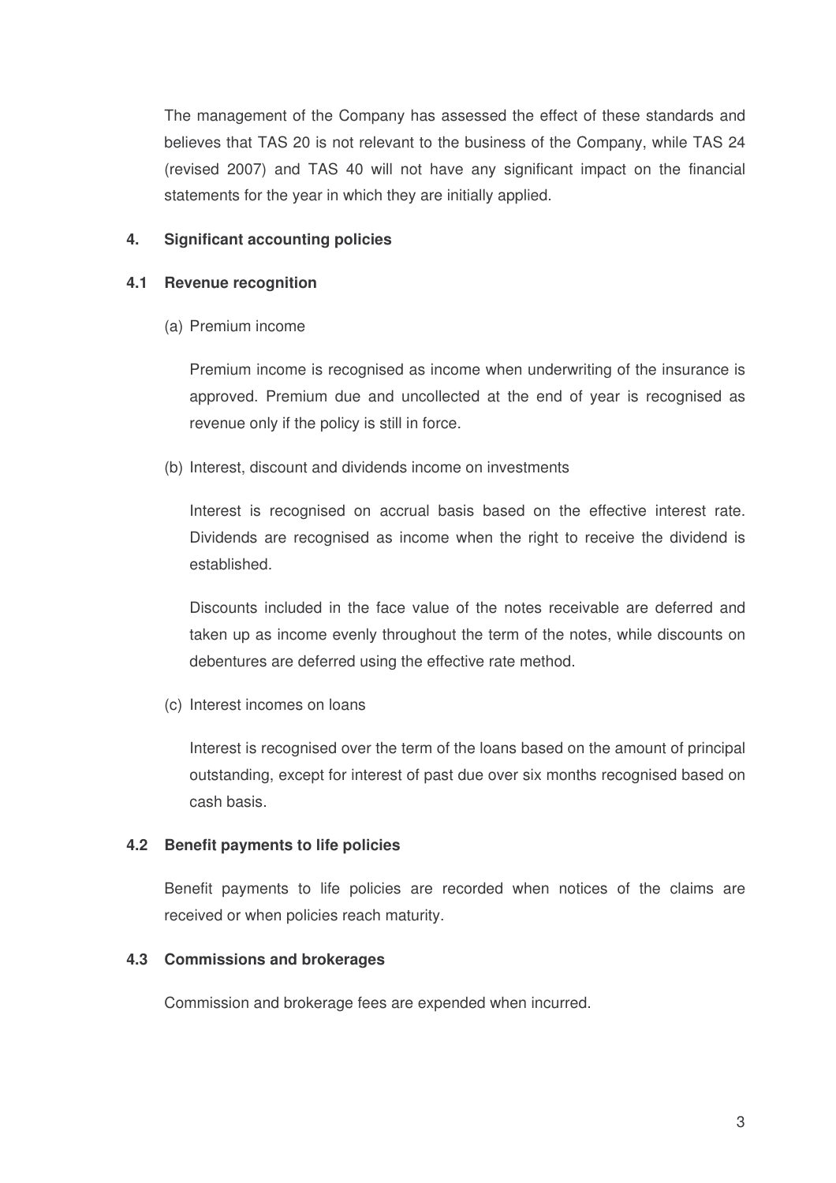The management of the Company has assessed the effect of these standards and believes that TAS 20 is not relevant to the business of the Company, while TAS 24 (revised 2007) and TAS 40 will not have any significant impact on the financial statements for the year in which they are initially applied.

## 4. Significant accounting policies

### 4.1 Revenue recognition

(a) Premium income

Premium income is recognised as income when underwriting of the insurance is approved. Premium due and uncollected at the end of year is recognised as revenue only if the policy is still in force.

(b) Interest, discount and dividends income on investments

Interest is recognised on accrual basis based on the effective interest rate. Dividends are recognised as income when the right to receive the dividend is established.

Discounts included in the face value of the notes receivable are deferred and taken up as income evenly throughout the term of the notes, while discounts on debentures are deferred using the effective rate method.

(c) Interest incomes on loans

Interest is recognised over the term of the loans based on the amount of principal outstanding, except for interest of past due over six months recognised based on cash basis.

### 4.2 Benefit payments to life policies

Benefit payments to life policies are recorded when notices of the claims are received or when policies reach maturity.

### 4.3 Commissions and brokerages

Commission and brokerage fees are expended when incurred.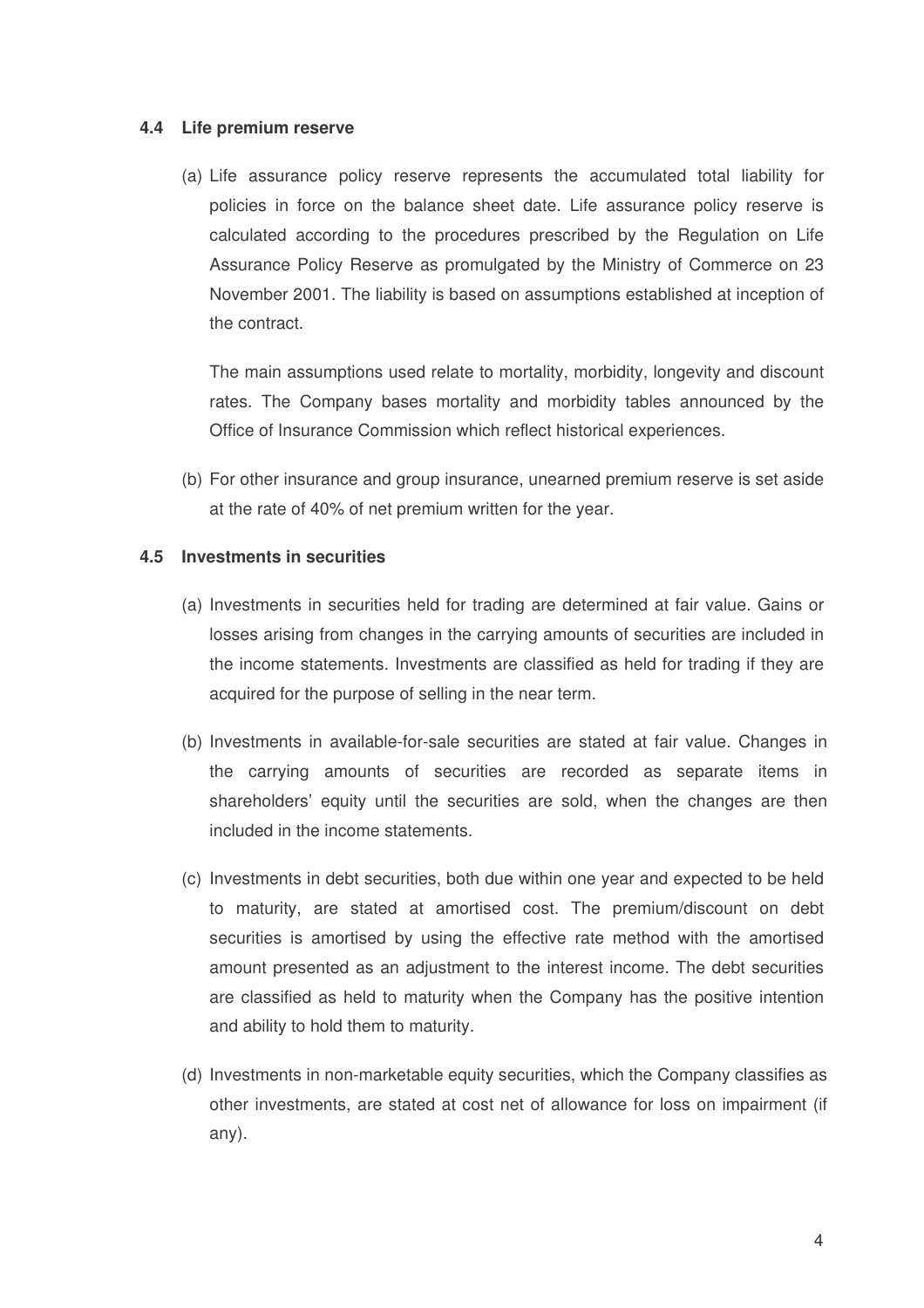### 4.4 Life premium reserve

(a) Life assurance policy reserve represents the accumulated total liability for policies in force on the balance sheet date. Life assurance policy reserve is calculated according to the procedures prescribed by the Regulation on Life Assurance Policy Reserve as promulgated by the Ministry of Commerce on 23 November 2001. The liability is based on assumptions established at inception of the contract.

The main assumptions used relate to mortality, morbidity, longevity and discount rates. The Company bases mortality and morbidity tables announced by the Office of Insurance Commission which reflect historical experiences.

(b) For other insurance and group insurance, unearned premium reserve is set aside at the rate of 40% of net premium written for the year.

### 4.5 Investments in securities

(a) Investments in securities held for trading are determined at fair value. Gains or losses arising from changes in the carrying amounts of securities are included in the income statements. Investments are classified as held for trading if they are acquired for the purpose of selling in the near term.

(b) Investments in available-for-sale securities are stated at fair value. Changes in the carrying amounts of securities are recorded as separate items in shareholders' equity until the securities are sold, when the changes are then included in the income statements.

(c) Investments in debt securities, both due within one year and expected to be held to maturity, are stated at amortised cost. The premium/discount on debt securities is amortised by using the effective rate method with the amortised amount presented as an adjustment to the interest income. The debt securities are classified as held to maturity when the Company has the positive intention and ability to hold them to maturity.

(d) Investments in non-marketable equity securities, which the Company classifies as other investments, are stated at cost net of allowance for loss on impairment (if any).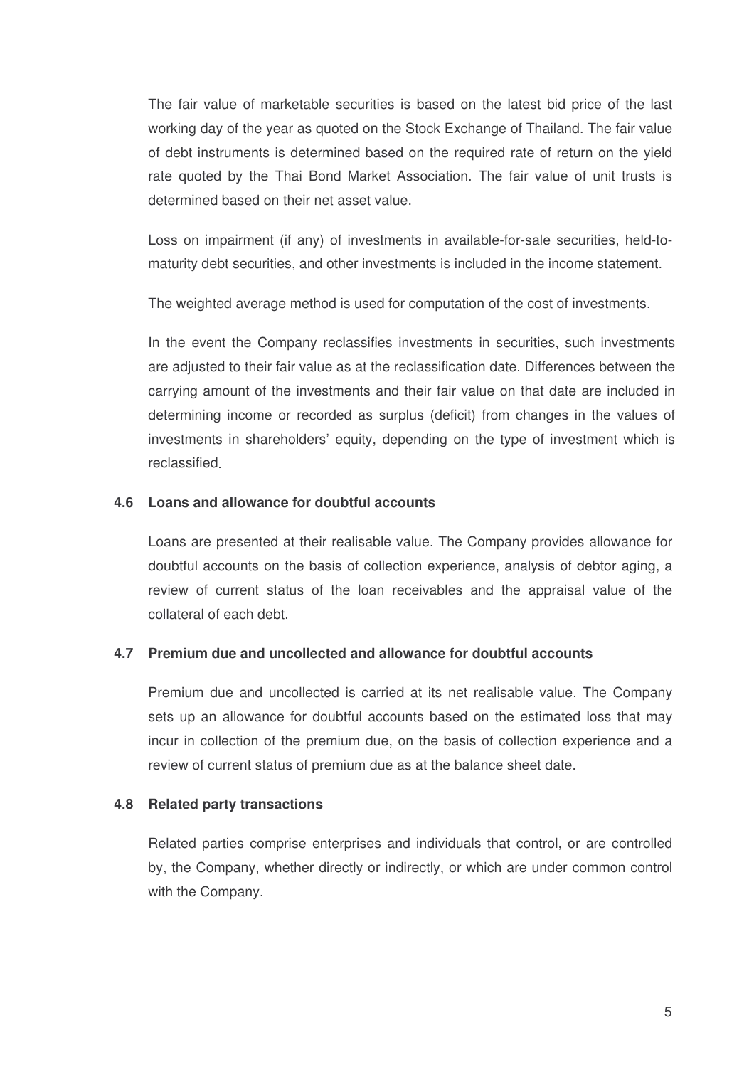The fair value of marketable securities is based on the latest bid price of the last working day of the year as quoted on the Stock Exchange of Thailand. The fair value of debt instruments is determined based on the required rate of return on the yield rate quoted by the Thai Bond Market Association. The fair value of unit trusts is determined based on their net asset value.

Loss on impairment (if any) of investments in available-for-sale securities, held-to-maturity debt securities, and other investments is included in the income statement.

The weighted average method is used for computation of the cost of investments.

In the event the Company reclassifies investments in securities, such investments are adjusted to their fair value as at the reclassification date. Differences between the carrying amount of the investments and their fair value on that date are included in determining income or recorded as surplus (deficit) from changes in the values of investments in shareholders' equity, depending on the type of investment which is reclassified.

### 4.6 Loans and allowance for doubtful accounts

Loans are presented at their realisable value. The Company provides allowance for doubtful accounts on the basis of collection experience, analysis of debtor aging, a review of current status of the loan receivables and the appraisal value of the collateral of each debt.

### 4.7 Premium due and uncollected and allowance for doubtful accounts

Premium due and uncollected is carried at its net realisable value. The Company sets up an allowance for doubtful accounts based on the estimated loss that may incur in collection of the premium due, on the basis of collection experience and a review of current status of premium due as at the balance sheet date.

### 4.8 Related party transactions

Related parties comprise enterprises and individuals that control, or are controlled by, the Company, whether directly or indirectly, or which are under common control with the Company.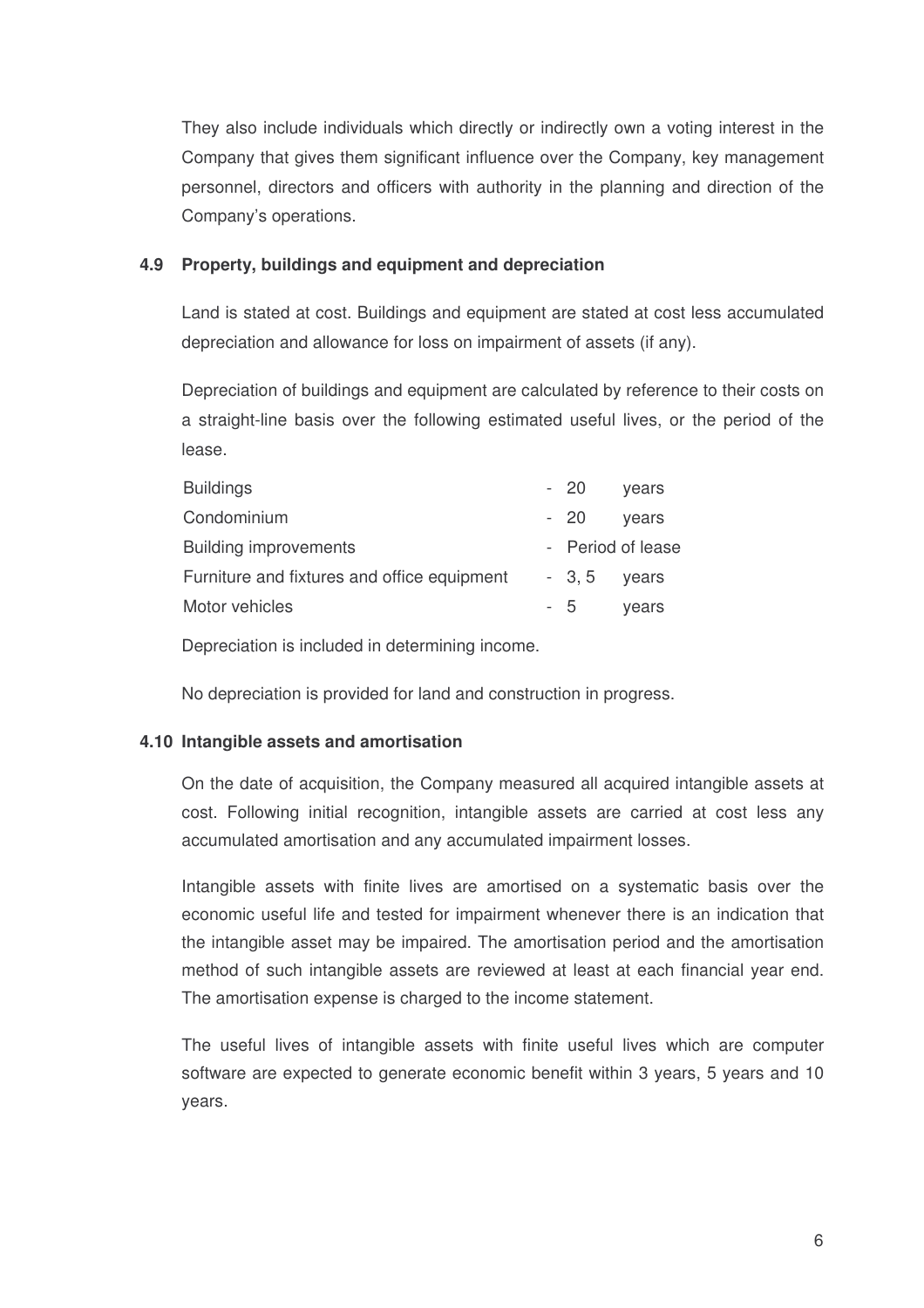They also include individuals which directly or indirectly own a voting interest in the Company that gives them significant influence over the Company, key management personnel, directors and officers with authority in the planning and direction of the Company's operations.

### 4.9 Property, buildings and equipment and depreciation

Land is stated at cost. Buildings and equipment are stated at cost less accumulated depreciation and allowance for loss on impairment of assets (if any).

Depreciation of buildings and equipment are calculated by reference to their costs on a straight-line basis over the following estimated useful lives, or the period of the lease.

| | | |
|---|---|---|
| Buildings | - 20 | years |
| Condominium | - 20 | years |
| Building improvements | - Period of lease | |
| Furniture and fixtures and office equipment | - 3, 5 | years |
| Motor vehicles | - 5 | years |

Depreciation is included in determining income.

No depreciation is provided for land and construction in progress.

### 4.10 Intangible assets and amortisation

On the date of acquisition, the Company measured all acquired intangible assets at cost. Following initial recognition, intangible assets are carried at cost less any accumulated amortisation and any accumulated impairment losses.

Intangible assets with finite lives are amortised on a systematic basis over the economic useful life and tested for impairment whenever there is an indication that the intangible asset may be impaired. The amortisation period and the amortisation method of such intangible assets are reviewed at least at each financial year end. The amortisation expense is charged to the income statement.

The useful lives of intangible assets with finite useful lives which are computer software are expected to generate economic benefit within 3 years, 5 years and 10 years.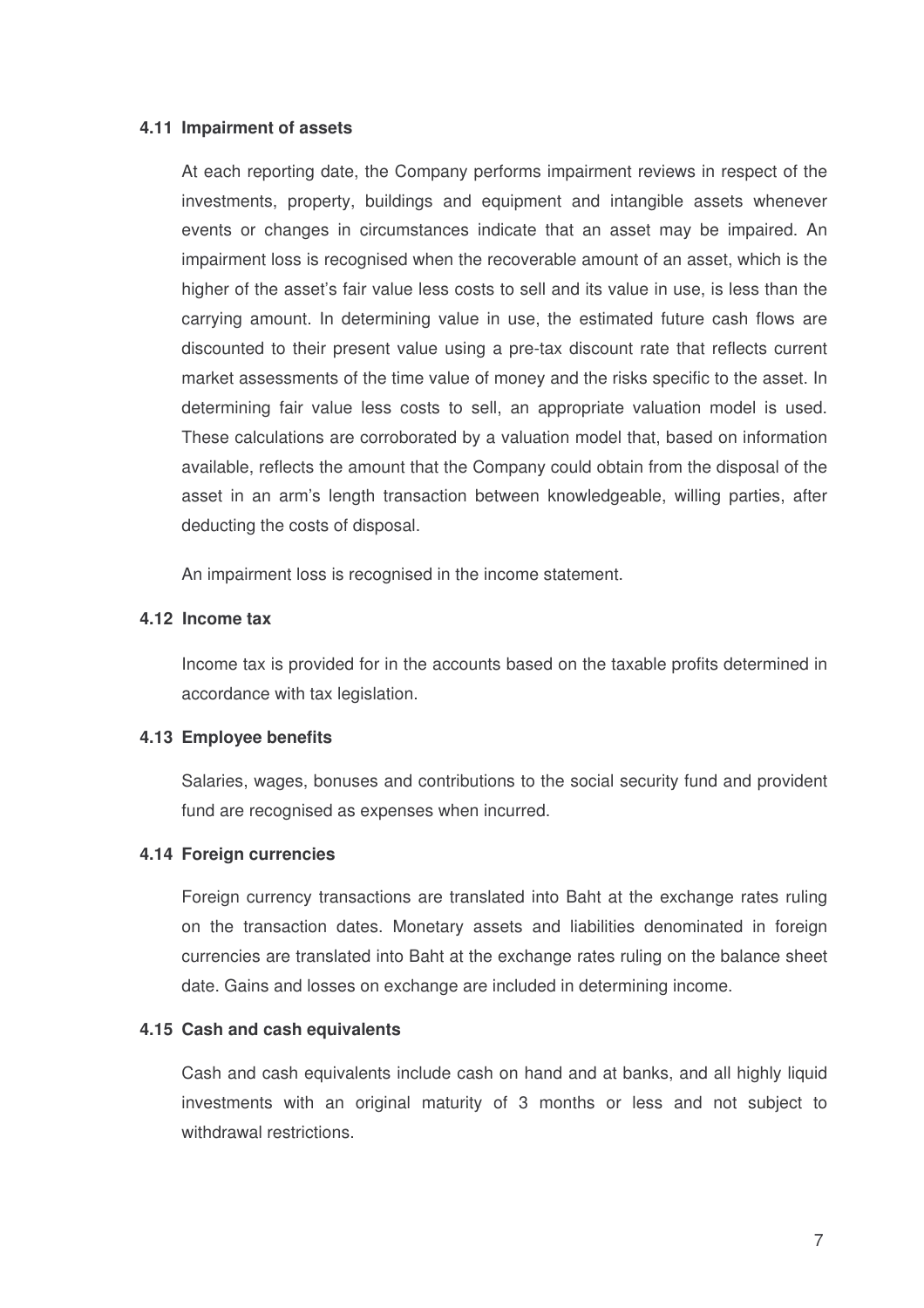### 4.11 Impairment of assets

At each reporting date, the Company performs impairment reviews in respect of the investments, property, buildings and equipment and intangible assets whenever events or changes in circumstances indicate that an asset may be impaired. An impairment loss is recognised when the recoverable amount of an asset, which is the higher of the asset's fair value less costs to sell and its value in use, is less than the carrying amount. In determining value in use, the estimated future cash flows are discounted to their present value using a pre-tax discount rate that reflects current market assessments of the time value of money and the risks specific to the asset. In determining fair value less costs to sell, an appropriate valuation model is used. These calculations are corroborated by a valuation model that, based on information available, reflects the amount that the Company could obtain from the disposal of the asset in an arm's length transaction between knowledgeable, willing parties, after deducting the costs of disposal.

An impairment loss is recognised in the income statement.

### 4.12 Income tax

Income tax is provided for in the accounts based on the taxable profits determined in accordance with tax legislation.

### 4.13 Employee benefits

Salaries, wages, bonuses and contributions to the social security fund and provident fund are recognised as expenses when incurred.

### 4.14 Foreign currencies

Foreign currency transactions are translated into Baht at the exchange rates ruling on the transaction dates. Monetary assets and liabilities denominated in foreign currencies are translated into Baht at the exchange rates ruling on the balance sheet date. Gains and losses on exchange are included in determining income.

### 4.15 Cash and cash equivalents

Cash and cash equivalents include cash on hand and at banks, and all highly liquid investments with an original maturity of 3 months or less and not subject to withdrawal restrictions.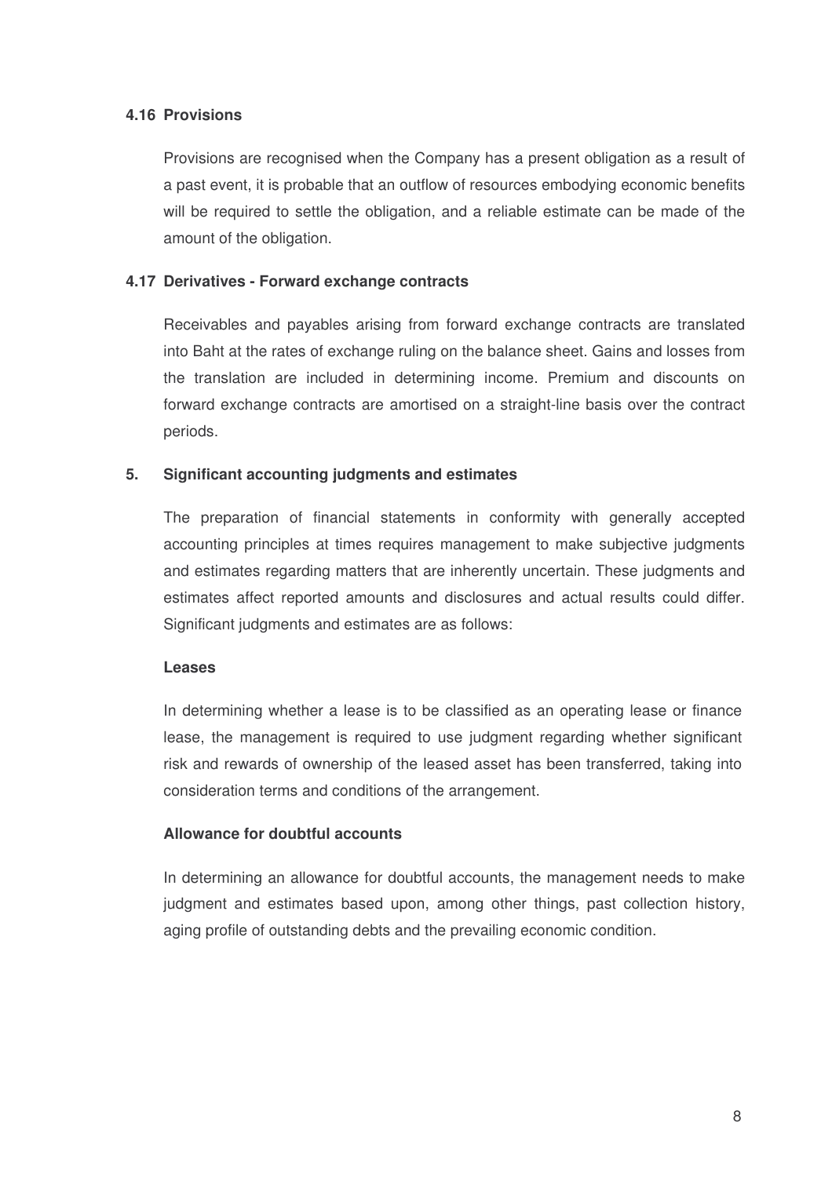### 4.16 Provisions

Provisions are recognised when the Company has a present obligation as a result of a past event, it is probable that an outflow of resources embodying economic benefits will be required to settle the obligation, and a reliable estimate can be made of the amount of the obligation.

### 4.17 Derivatives - Forward exchange contracts

Receivables and payables arising from forward exchange contracts are translated into Baht at the rates of exchange ruling on the balance sheet. Gains and losses from the translation are included in determining income. Premium and discounts on forward exchange contracts are amortised on a straight-line basis over the contract periods.

## 5. Significant accounting judgments and estimates

The preparation of financial statements in conformity with generally accepted accounting principles at times requires management to make subjective judgments and estimates regarding matters that are inherently uncertain. These judgments and estimates affect reported amounts and disclosures and actual results could differ. Significant judgments and estimates are as follows:

**Leases**

In determining whether a lease is to be classified as an operating lease or finance lease, the management is required to use judgment regarding whether significant risk and rewards of ownership of the leased asset has been transferred, taking into consideration terms and conditions of the arrangement.

**Allowance for doubtful accounts**

In determining an allowance for doubtful accounts, the management needs to make judgment and estimates based upon, among other things, past collection history, aging profile of outstanding debts and the prevailing economic condition.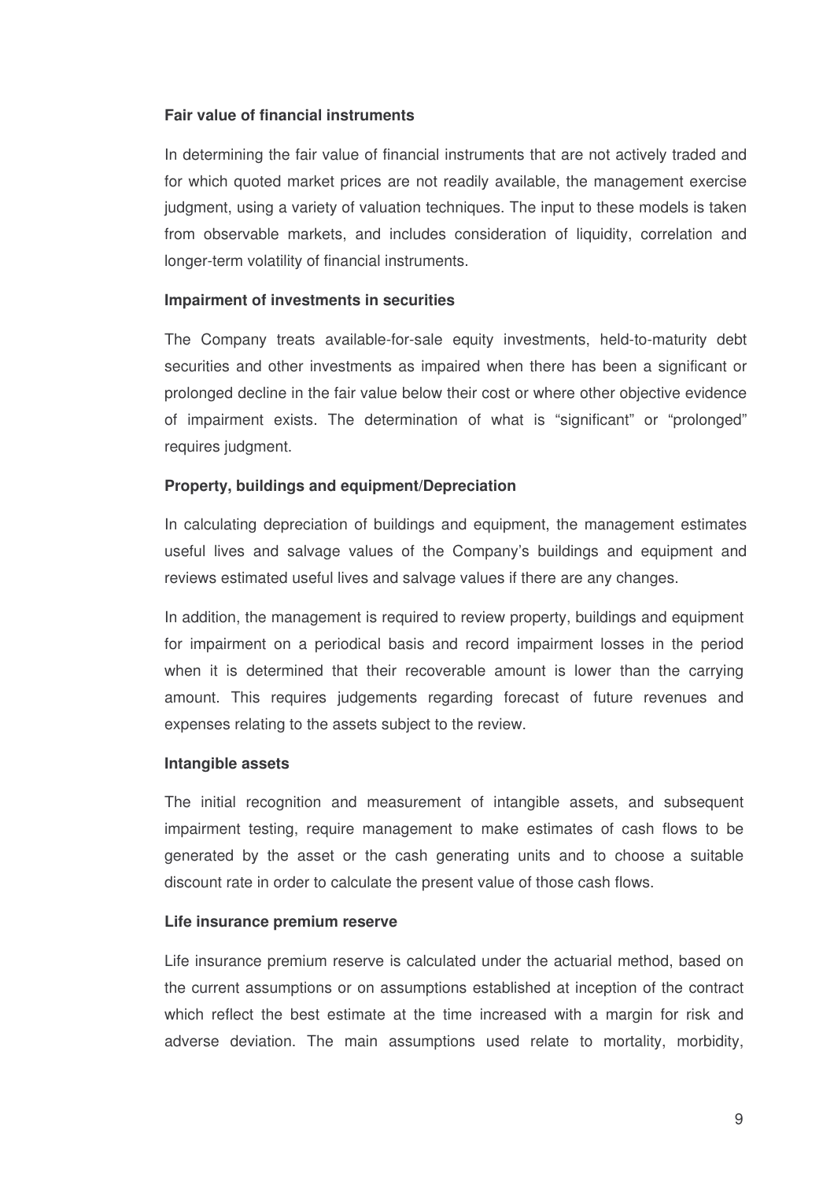**Fair value of financial instruments**

In determining the fair value of financial instruments that are not actively traded and for which quoted market prices are not readily available, the management exercise judgment, using a variety of valuation techniques. The input to these models is taken from observable markets, and includes consideration of liquidity, correlation and longer-term volatility of financial instruments.

**Impairment of investments in securities**

The Company treats available-for-sale equity investments, held-to-maturity debt securities and other investments as impaired when there has been a significant or prolonged decline in the fair value below their cost or where other objective evidence of impairment exists. The determination of what is "significant" or "prolonged" requires judgment.

**Property, buildings and equipment/Depreciation**

In calculating depreciation of buildings and equipment, the management estimates useful lives and salvage values of the Company's buildings and equipment and reviews estimated useful lives and salvage values if there are any changes.

In addition, the management is required to review property, buildings and equipment for impairment on a periodical basis and record impairment losses in the period when it is determined that their recoverable amount is lower than the carrying amount. This requires judgements regarding forecast of future revenues and expenses relating to the assets subject to the review.

**Intangible assets**

The initial recognition and measurement of intangible assets, and subsequent impairment testing, require management to make estimates of cash flows to be generated by the asset or the cash generating units and to choose a suitable discount rate in order to calculate the present value of those cash flows.

**Life insurance premium reserve**

Life insurance premium reserve is calculated under the actuarial method, based on the current assumptions or on assumptions established at inception of the contract which reflect the best estimate at the time increased with a margin for risk and adverse deviation. The main assumptions used relate to mortality, morbidity,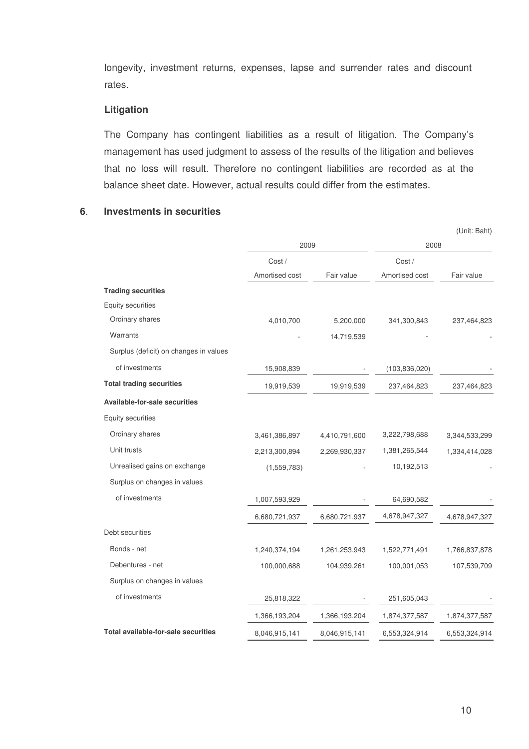longevity, investment returns, expenses, lapse and surrender rates and discount rates.

### Litigation

The Company has contingent liabilities as a result of litigation. The Company's management has used judgment to assess of the results of the litigation and believes that no loss will result. Therefore no contingent liabilities are recorded as at the balance sheet date. However, actual results could differ from the estimates.

## 6. Investments in securities

(Unit: Baht)

| | 2009 | | 2008 | |
|---|---|---|---|---|
| | Cost / Amortised cost | Fair value | Cost / Amortised cost | Fair value |
| **Trading securities** | | | | |
| Equity securities | | | | |
| Ordinary shares | 4,010,700 | 5,200,000 | 341,300,843 | 237,464,823 |
| Warrants | - | 14,719,539 | - | - |
| Surplus (deficit) on changes in values of investments | 15,908,839 | - | (103,836,020) | - |
| **Total trading securities** | 19,919,539 | 19,919,539 | 237,464,823 | 237,464,823 |
| **Available-for-sale securities** | | | | |
| Equity securities | | | | |
| Ordinary shares | 3,461,386,897 | 4,410,791,600 | 3,222,798,688 | 3,344,533,299 |
| Unit trusts | 2,213,300,894 | 2,269,930,337 | 1,381,265,544 | 1,334,414,028 |
| Unrealised gains on exchange | (1,559,783) | - | 10,192,513 | - |
| Surplus on changes in values of investments | 1,007,593,929 | - | 64,690,582 | - |
| | 6,680,721,937 | 6,680,721,937 | 4,678,947,327 | 4,678,947,327 |
| Debt securities | | | | |
| Bonds - net | 1,240,374,194 | 1,261,253,943 | 1,522,771,491 | 1,766,837,878 |
| Debentures - net | 100,000,688 | 104,939,261 | 100,001,053 | 107,539,709 |
| Surplus on changes in values of investments | 25,818,322 | - | 251,605,043 | - |
| | 1,366,193,204 | 1,366,193,204 | 1,874,377,587 | 1,874,377,587 |
| **Total available-for-sale securities** | 8,046,915,141 | 8,046,915,141 | 6,553,324,914 | 6,553,324,914 |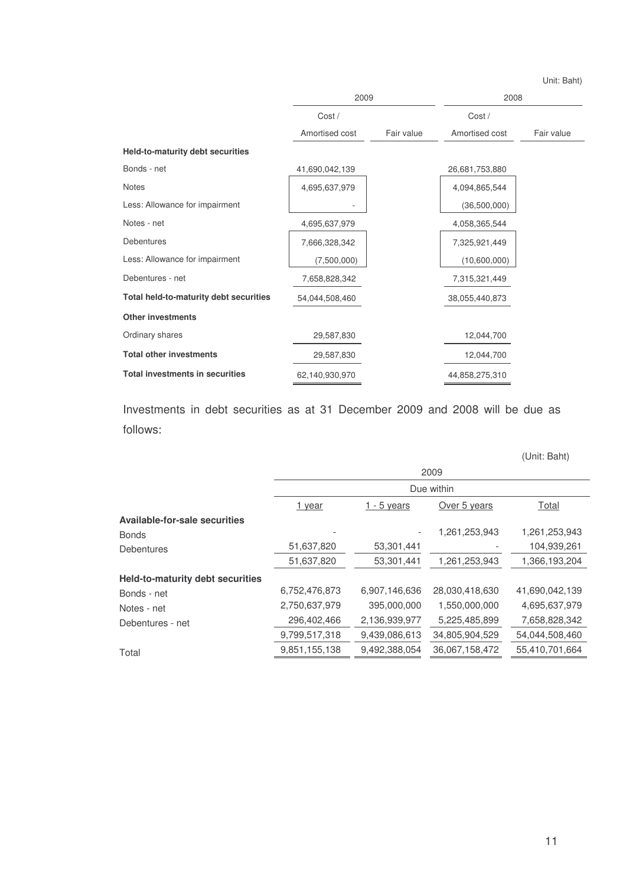(Unit: Baht)

| | 2009 | | 2008 | |
|---|---|---|---|---|
| | Cost / Amortised cost | Fair value | Cost / Amortised cost | Fair value |
| **Held-to-maturity debt securities** | | | | |
| Bonds - net | 41,690,042,139 | | 26,681,753,880 | |
| Notes | 4,695,637,979 | | 4,094,865,544 | |
| Less: Allowance for impairment | - | | (36,500,000) | |
| Notes - net | 4,695,637,979 | | 4,058,365,544 | |
| Debentures | 7,666,328,342 | | 7,325,921,449 | |
| Less: Allowance for impairment | (7,500,000) | | (10,600,000) | |
| Debentures - net | 7,658,828,342 | | 7,315,321,449 | |
| **Total held-to-maturity debt securities** | 54,044,508,460 | | 38,055,440,873 | |
| **Other investments** | | | | |
| Ordinary shares | 29,587,830 | | 12,044,700 | |
| **Total other investments** | 29,587,830 | | 12,044,700 | |
| **Total investments in securities** | 62,140,930,970 | | 44,858,275,310 | |

Investments in debt securities as at 31 December 2009 and 2008 will be due as follows:

(Unit: Baht)

| | 2009 | | | |
|---|---|---|---|---|
| | Due within | | | |
| | 1 year | 1 - 5 years | Over 5 years | Total |
| **Available-for-sale securities** | | | | |
| Bonds | - | - | 1,261,253,943 | 1,261,253,943 |
| Debentures | 51,637,820 | 53,301,441 | - | 104,939,261 |
| | 51,637,820 | 53,301,441 | 1,261,253,943 | 1,366,193,204 |
| **Held-to-maturity debt securities** | | | | |
| Bonds - net | 6,752,476,873 | 6,907,146,636 | 28,030,418,630 | 41,690,042,139 |
| Notes - net | 2,750,637,979 | 395,000,000 | 1,550,000,000 | 4,695,637,979 |
| Debentures - net | 296,402,466 | 2,136,939,977 | 5,225,485,899 | 7,658,828,342 |
| | 9,799,517,318 | 9,439,086,613 | 34,805,904,529 | 54,044,508,460 |
| Total | 9,851,155,138 | 9,492,388,054 | 36,067,158,472 | 55,410,701,664 |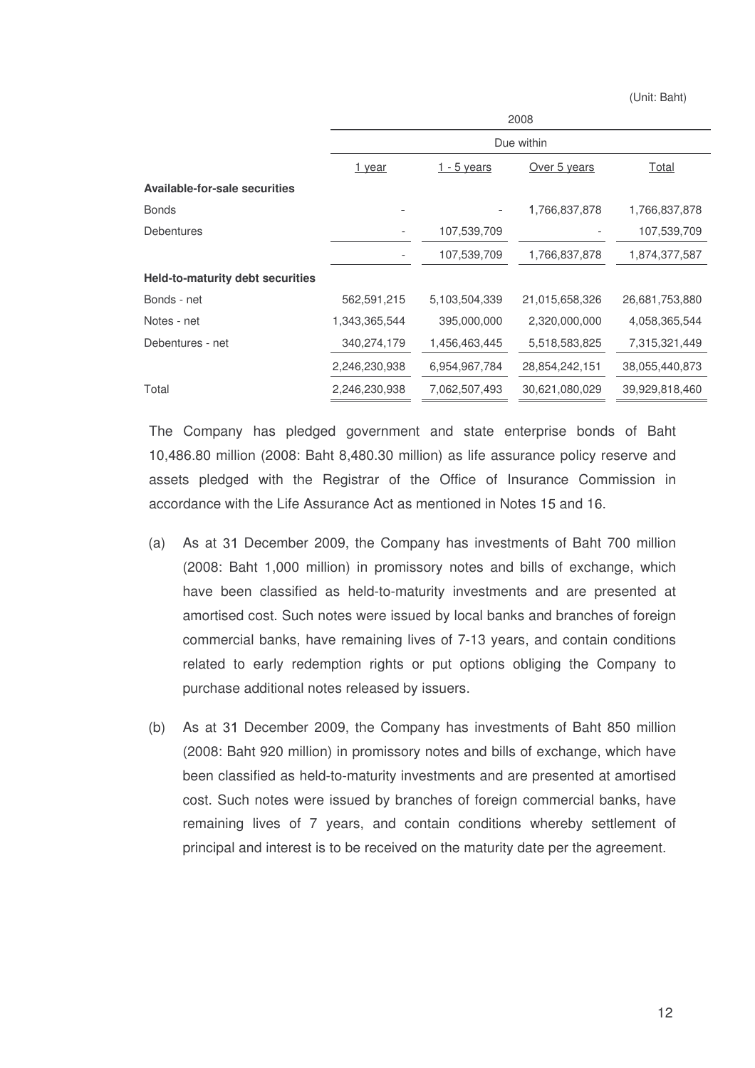(Unit: Baht)

| | 2008 | | | |
|---|---|---|---|---|
| | Due within | | | |
| | 1 year | 1 - 5 years | Over 5 years | Total |
| **Available-for-sale securities** | | | | |
| Bonds | - | - | 1,766,837,878 | 1,766,837,878 |
| Debentures | - | 107,539,709 | - | 107,539,709 |
| | - | 107,539,709 | 1,766,837,878 | 1,874,377,587 |
| **Held-to-maturity debt securities** | | | | |
| Bonds - net | 562,591,215 | 5,103,504,339 | 21,015,658,326 | 26,681,753,880 |
| Notes - net | 1,343,365,544 | 395,000,000 | 2,320,000,000 | 4,058,365,544 |
| Debentures - net | 340,274,179 | 1,456,463,445 | 5,518,583,825 | 7,315,321,449 |
| | 2,246,230,938 | 6,954,967,784 | 28,854,242,151 | 38,055,440,873 |
| Total | 2,246,230,938 | 7,062,507,493 | 30,621,080,029 | 39,929,818,460 |

The Company has pledged government and state enterprise bonds of Baht 10,486.80 million (2008: Baht 8,480.30 million) as life assurance policy reserve and assets pledged with the Registrar of the Office of Insurance Commission in accordance with the Life Assurance Act as mentioned in Notes 15 and 16.

(a) As at 31 December 2009, the Company has investments of Baht 700 million (2008: Baht 1,000 million) in promissory notes and bills of exchange, which have been classified as held-to-maturity investments and are presented at amortised cost. Such notes were issued by local banks and branches of foreign commercial banks, have remaining lives of 7-13 years, and contain conditions related to early redemption rights or put options obliging the Company to purchase additional notes released by issuers.

(b) As at 31 December 2009, the Company has investments of Baht 850 million (2008: Baht 920 million) in promissory notes and bills of exchange, which have been classified as held-to-maturity investments and are presented at amortised cost. Such notes were issued by branches of foreign commercial banks, have remaining lives of 7 years, and contain conditions whereby settlement of principal and interest is to be received on the maturity date per the agreement.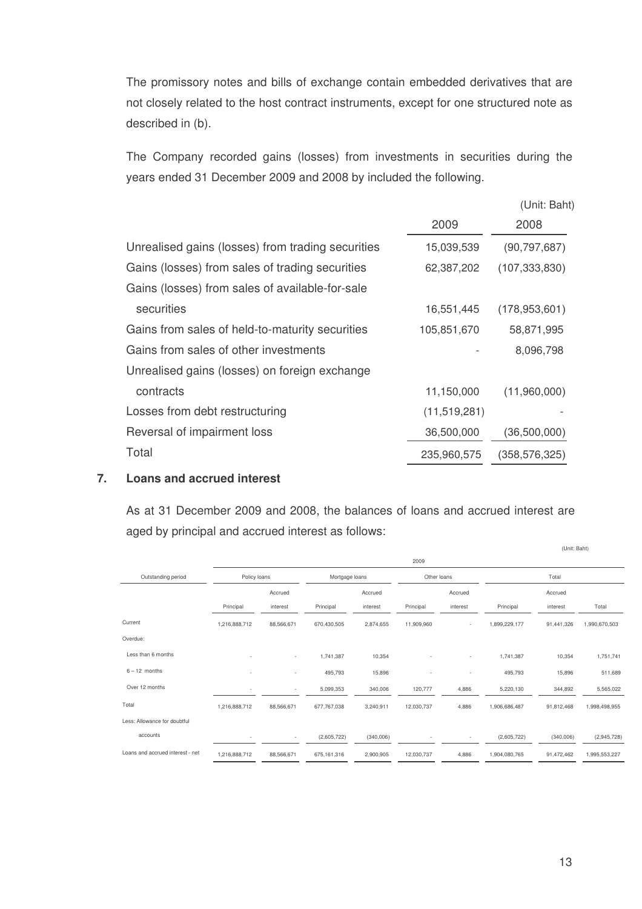The promissory notes and bills of exchange contain embedded derivatives that are not closely related to the host contract instruments, except for one structured note as described in (b).

The Company recorded gains (losses) from investments in securities during the years ended 31 December 2009 and 2008 by included the following.

(Unit: Baht)

| | 2009 | 2008 |
|---|---|---|
| Unrealised gains (losses) from trading securities | 15,039,539 | (90,797,687) |
| Gains (losses) from sales of trading securities | 62,387,202 | (107,333,830) |
| Gains (losses) from sales of available-for-sale securities | 16,551,445 | (178,953,601) |
| Gains from sales of held-to-maturity securities | 105,851,670 | 58,871,995 |
| Gains from sales of other investments | - | 8,096,798 |
| Unrealised gains (losses) on foreign exchange contracts | 11,150,000 | (11,960,000) |
| Losses from debt restructuring | (11,519,281) | - |
| Reversal of impairment loss | 36,500,000 | (36,500,000) |
| Total | 235,960,575 | (358,576,325) |

## 7. Loans and accrued interest

As at 31 December 2009 and 2008, the balances of loans and accrued interest are aged by principal and accrued interest as follows:

(Unit: Baht)

| | 2009 | | | | | | | | |
|---|---|---|---|---|---|---|---|---|---|
| Outstanding period | Policy loans | | Mortgage loans | | Other loans | | Total | | |
| | Principal | Accrued interest | Principal | Accrued interest | Principal | Accrued interest | Principal | Accrued interest | Total |
| Current | 1,216,888,712 | 88,566,671 | 670,430,505 | 2,874,655 | 11,909,960 | - | 1,899,229,177 | 91,441,326 | 1,990,670,503 |
| Overdue: | | | | | | | | | |
| Less than 6 months | - | - | 1,741,387 | 10,354 | - | - | 1,741,387 | 10,354 | 1,751,741 |
| 6 – 12 months | - | - | 495,793 | 15,896 | - | - | 495,793 | 15,896 | 511,689 |
| Over 12 months | - | - | 5,099,353 | 340,006 | 120,777 | 4,886 | 5,220,130 | 344,892 | 5,565,022 |
| Total | 1,216,888,712 | 88,566,671 | 677,767,038 | 3,240,911 | 12,030,737 | 4,886 | 1,906,686,487 | 91,812,468 | 1,998,498,955 |
| Less: Allowance for doubtful accounts | - | - | (2,605,722) | (340,006) | - | - | (2,605,722) | (340,006) | (2,945,728) |
| Loans and accrued interest - net | 1,216,888,712 | 88,566,671 | 675,161,316 | 2,900,905 | 12,030,737 | 4,886 | 1,904,080,765 | 91,472,462 | 1,995,553,227 |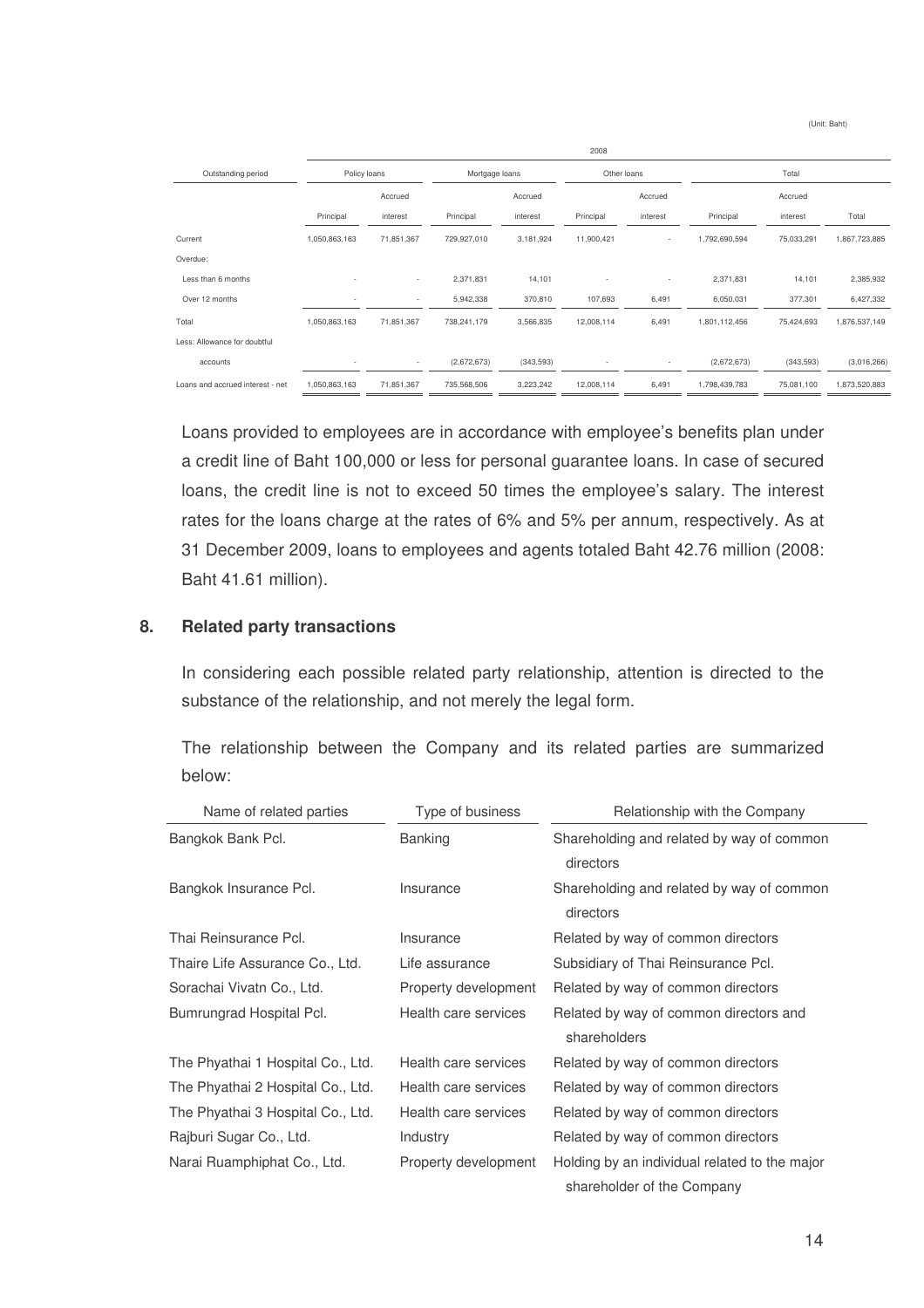(Unit: Baht)

| Outstanding period | 2008 | | | | | | | | |
|---|---|---|---|---|---|---|---|---|---|
| | Policy loans | | Mortgage loans | | Other loans | | Total | | |
| | Principal | Accrued interest | Principal | Accrued interest | Principal | Accrued interest | Principal | Accrued interest | Total |
| Current | 1,050,863,163 | 71,851,367 | 729,927,010 | 3,181,924 | 11,900,421 | - | 1,792,690,594 | 75,033,291 | 1,867,723,885 |
| Overdue: | | | | | | | | | |
| Less than 6 months | - | - | 2,371,831 | 14,101 | - | - | 2,371,831 | 14,101 | 2,385,932 |
| Over 12 months | - | - | 5,942,338 | 370,810 | 107,693 | 6,491 | 6,050,031 | 377,301 | 6,427,332 |
| Total | 1,050,863,163 | 71,851,367 | 738,241,179 | 3,566,835 | 12,008,114 | 6,491 | 1,801,112,456 | 75,424,693 | 1,876,537,149 |
| Less: Allowance for doubtful accounts | - | - | (2,672,673) | (343,593) | - | - | (2,672,673) | (343,593) | (3,016,266) |
| Loans and accrued interest - net | 1,050,863,163 | 71,851,367 | 735,568,506 | 3,223,242 | 12,008,114 | 6,491 | 1,798,439,783 | 75,081,100 | 1,873,520,883 |

Loans provided to employees are in accordance with employee's benefits plan under a credit line of Baht 100,000 or less for personal guarantee loans. In case of secured loans, the credit line is not to exceed 50 times the employee's salary. The interest rates for the loans charge at the rates of 6% and 5% per annum, respectively. As at 31 December 2009, loans to employees and agents totaled Baht 42.76 million (2008: Baht 41.61 million).

## 8. Related party transactions

In considering each possible related party relationship, attention is directed to the substance of the relationship, and not merely the legal form.

The relationship between the Company and its related parties are summarized below:

| Name of related parties | Type of business | Relationship with the Company |
|---|---|---|
| Bangkok Bank Pcl. | Banking | Shareholding and related by way of common directors |
| Bangkok Insurance Pcl. | Insurance | Shareholding and related by way of common directors |
| Thai Reinsurance Pcl. | Insurance | Related by way of common directors |
| Thaire Life Assurance Co., Ltd. | Life assurance | Subsidiary of Thai Reinsurance Pcl. |
| Sorachai Vivatn Co., Ltd. | Property development | Related by way of common directors |
| Bumrungrad Hospital Pcl. | Health care services | Related by way of common directors and shareholders |
| The Phyathai 1 Hospital Co., Ltd. | Health care services | Related by way of common directors |
| The Phyathai 2 Hospital Co., Ltd. | Health care services | Related by way of common directors |
| The Phyathai 3 Hospital Co., Ltd. | Health care services | Related by way of common directors |
| Rajburi Sugar Co., Ltd. | Industry | Related by way of common directors |
| Narai Ruamphiphat Co., Ltd. | Property development | Holding by an individual related to the major shareholder of the Company |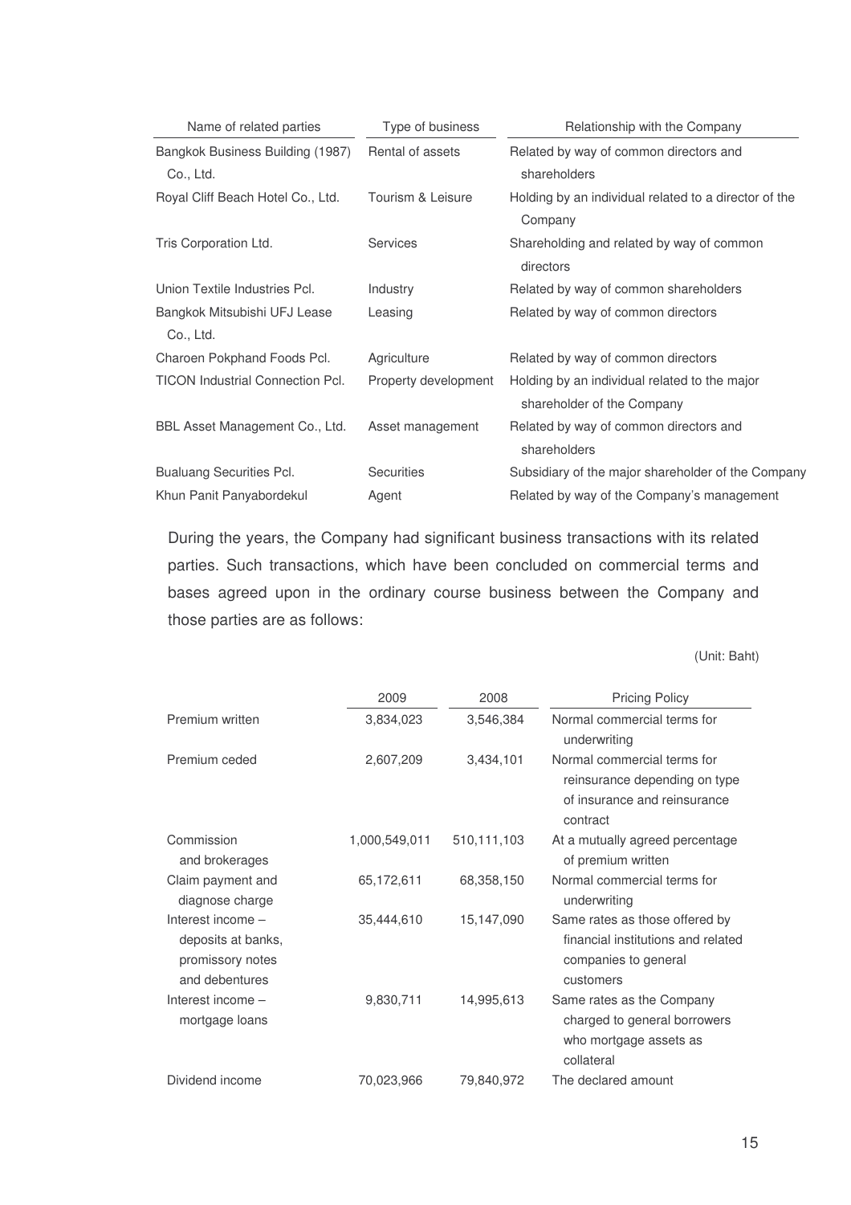| Name of related parties | Type of business | Relationship with the Company |
|---|---|---|
| Bangkok Business Building (1987) Co., Ltd. | Rental of assets | Related by way of common directors and shareholders |
| Royal Cliff Beach Hotel Co., Ltd. | Tourism & Leisure | Holding by an individual related to a director of the Company |
| Tris Corporation Ltd. | Services | Shareholding and related by way of common directors |
| Union Textile Industries Pcl. | Industry | Related by way of common shareholders |
| Bangkok Mitsubishi UFJ Lease Co., Ltd. | Leasing | Related by way of common directors |
| Charoen Pokphand Foods Pcl. | Agriculture | Related by way of common directors |
| TICON Industrial Connection Pcl. | Property development | Holding by an individual related to the major shareholder of the Company |
| BBL Asset Management Co., Ltd. | Asset management | Related by way of common directors and shareholders |
| Bualuang Securities Pcl. | Securities | Subsidiary of the major shareholder of the Company |
| Khun Panit Panyabordekul | Agent | Related by way of the Company's management |

During the years, the Company had significant business transactions with its related parties. Such transactions, which have been concluded on commercial terms and bases agreed upon in the ordinary course business between the Company and those parties are as follows:

(Unit: Baht)

| | 2009 | 2008 | Pricing Policy |
|---|---|---|---|
| Premium written | 3,834,023 | 3,546,384 | Normal commercial terms for underwriting |
| Premium ceded | 2,607,209 | 3,434,101 | Normal commercial terms for reinsurance depending on type of insurance and reinsurance contract |
| Commission and brokerages | 1,000,549,011 | 510,111,103 | At a mutually agreed percentage of premium written |
| Claim payment and diagnose charge | 65,172,611 | 68,358,150 | Normal commercial terms for underwriting |
| Interest income – deposits at banks, promissory notes and debentures | 35,444,610 | 15,147,090 | Same rates as those offered by financial institutions and related companies to general customers |
| Interest income – mortgage loans | 9,830,711 | 14,995,613 | Same rates as the Company charged to general borrowers who mortgage assets as collateral |
| Dividend income | 70,023,966 | 79,840,972 | The declared amount |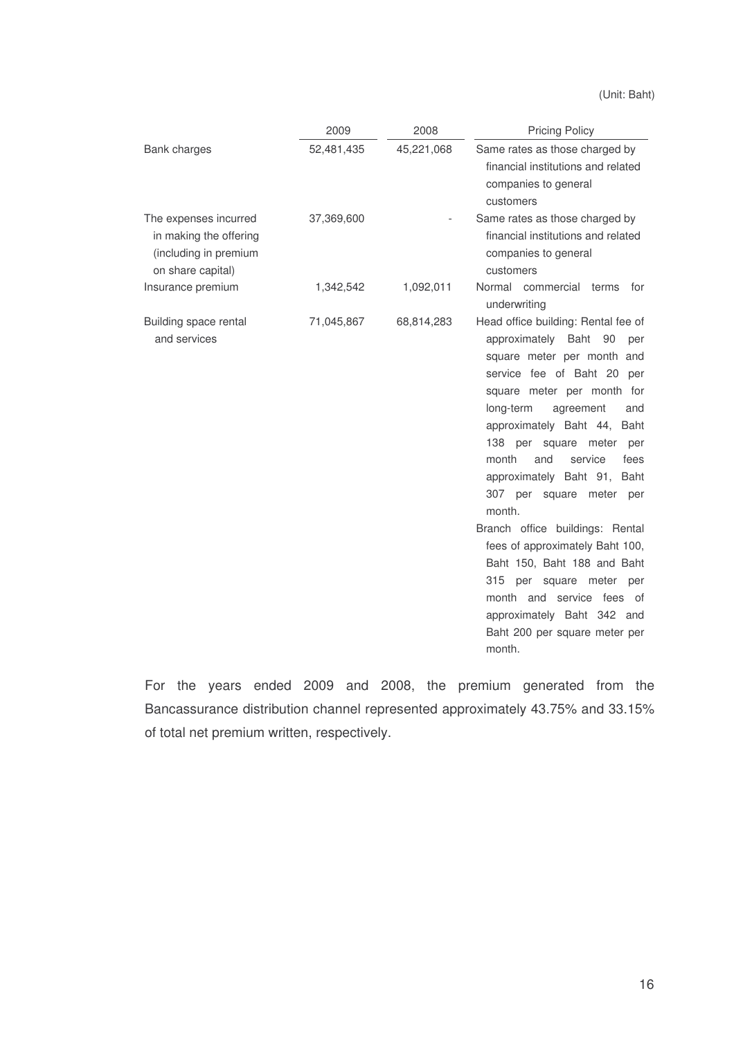(Unit: Baht)

| | 2009 | 2008 | Pricing Policy |
|---|---|---|---|
| Bank charges | 52,481,435 | 45,221,068 | Same rates as those charged by financial institutions and related companies to general customers |
| The expenses incurred in making the offering (including in premium on share capital) | 37,369,600 | - | Same rates as those charged by financial institutions and related companies to general customers |
| Insurance premium | 1,342,542 | 1,092,011 | Normal commercial terms for underwriting |
| Building space rental and services | 71,045,867 | 68,814,283 | Head office building: Rental fee of approximately Baht 90 per square meter per month and service fee of Baht 20 per square meter per month for long-term agreement and approximately Baht 44, Baht 138 per square meter per month and service fees approximately Baht 91, Baht 307 per square meter per month. Branch office buildings: Rental fees of approximately Baht 100, Baht 150, Baht 188 and Baht 315 per square meter per month and service fees of approximately Baht 342 and Baht 200 per square meter per month. |

For the years ended 2009 and 2008, the premium generated from the Bancassurance distribution channel represented approximately 43.75% and 33.15% of total net premium written, respectively.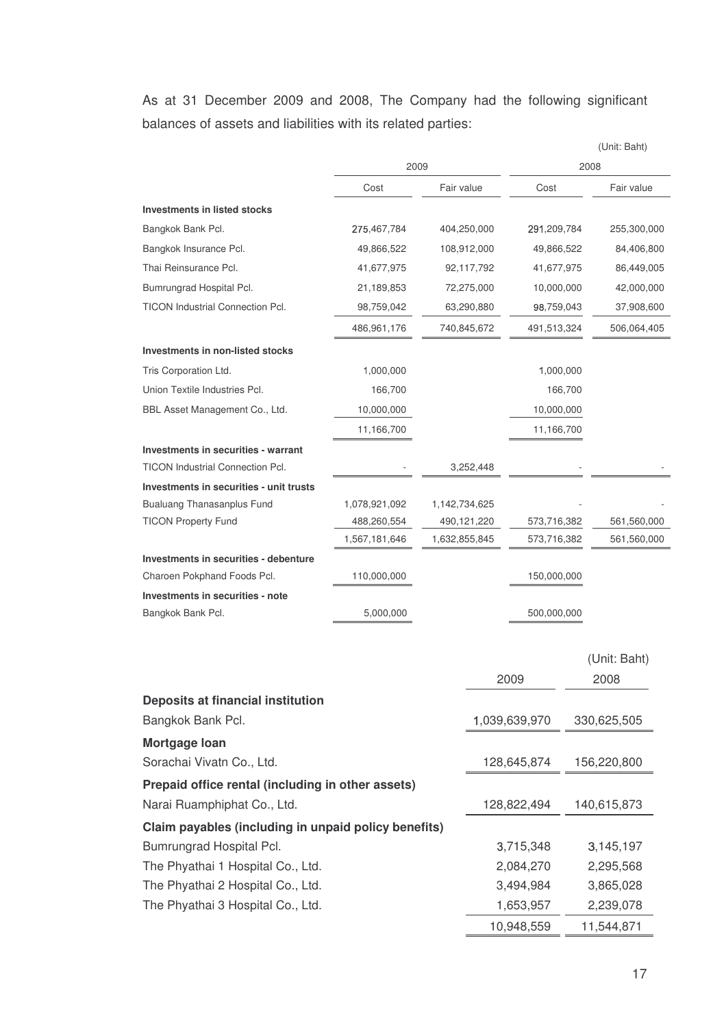As at 31 December 2009 and 2008, The Company had the following significant balances of assets and liabilities with its related parties:

(Unit: Baht)

| | 2009 | | 2008 | |
|---|---|---|---|---|
| | Cost | Fair value | Cost | Fair value |
| **Investments in listed stocks** | | | | |
| Bangkok Bank Pcl. | 275,467,784 | 404,250,000 | 291,209,784 | 255,300,000 |
| Bangkok Insurance Pcl. | 49,866,522 | 108,912,000 | 49,866,522 | 84,406,800 |
| Thai Reinsurance Pcl. | 41,677,975 | 92,117,792 | 41,677,975 | 86,449,005 |
| Bumrungrad Hospital Pcl. | 21,189,853 | 72,275,000 | 10,000,000 | 42,000,000 |
| TICON Industrial Connection Pcl. | 98,759,042 | 63,290,880 | 98,759,043 | 37,908,600 |
| | 486,961,176 | 740,845,672 | 491,513,324 | 506,064,405 |
| **Investments in non-listed stocks** | | | | |
| Tris Corporation Ltd. | 1,000,000 | | 1,000,000 | |
| Union Textile Industries Pcl. | 166,700 | | 166,700 | |
| BBL Asset Management Co., Ltd. | 10,000,000 | | 10,000,000 | |
| | 11,166,700 | | 11,166,700 | |
| **Investments in securities - warrant** | | | | |
| TICON Industrial Connection Pcl. | - | 3,252,448 | - | - |
| **Investments in securities - unit trusts** | | | | |
| Bualuang Thanasanplus Fund | 1,078,921,092 | 1,142,734,625 | - | - |
| TICON Property Fund | 488,260,554 | 490,121,220 | 573,716,382 | 561,560,000 |
| | 1,567,181,646 | 1,632,855,845 | 573,716,382 | 561,560,000 |
| **Investments in securities - debenture** | | | | |
| Charoen Pokphand Foods Pcl. | 110,000,000 | | 150,000,000 | |
| **Investments in securities - note** | | | | |
| Bangkok Bank Pcl. | 5,000,000 | | 500,000,000 | |

(Unit: Baht)

| | 2009 | 2008 |
|---|---|---|
| **Deposits at financial institution** | | |
| Bangkok Bank Pcl. | 1,039,639,970 | 330,625,505 |
| **Mortgage loan** | | |
| Sorachai Vivatn Co., Ltd. | 128,645,874 | 156,220,800 |
| **Prepaid office rental (including in other assets)** | | |
| Narai Ruamphiphat Co., Ltd. | 128,822,494 | 140,615,873 |
| **Claim payables (including in unpaid policy benefits)** | | |
| Bumrungrad Hospital Pcl. | 3,715,348 | 3,145,197 |
| The Phyathai 1 Hospital Co., Ltd. | 2,084,270 | 2,295,568 |
| The Phyathai 2 Hospital Co., Ltd. | 3,494,984 | 3,865,028 |
| The Phyathai 3 Hospital Co., Ltd. | 1,653,957 | 2,239,078 |
| | 10,948,559 | 11,544,871 |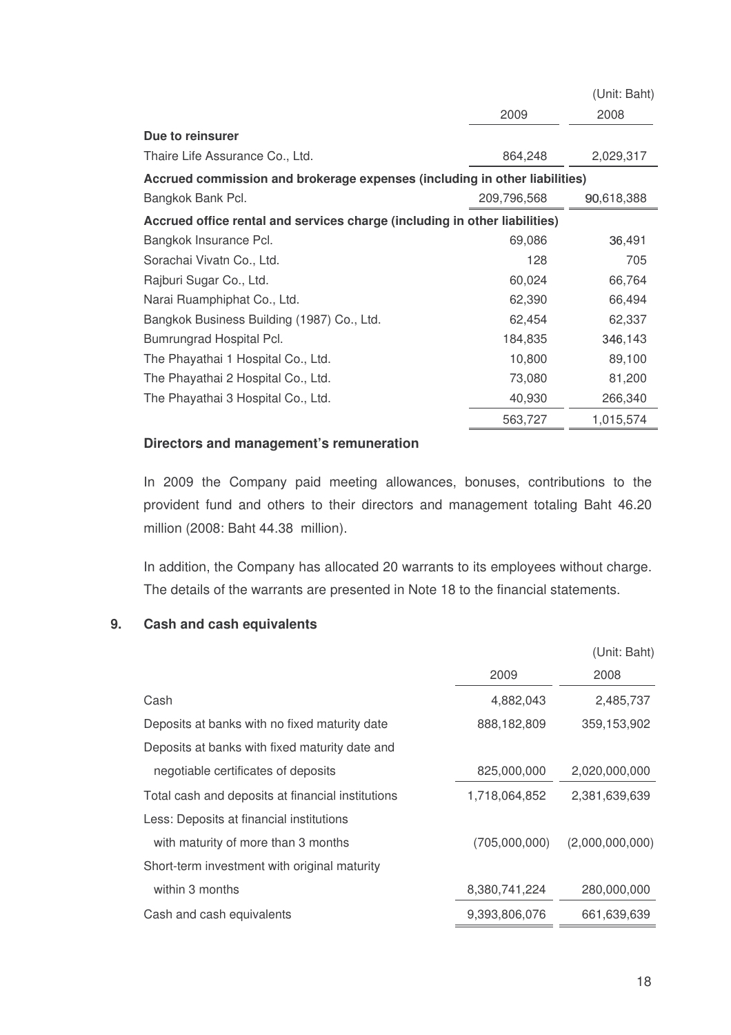| | 2009 | (Unit: Baht) 2008 |
|---|---|---|
| **Due to reinsurer** | | |
| Thaire Life Assurance Co., Ltd. | 864,248 | 2,029,317 |
| **Accrued commission and brokerage expenses (including in other liabilities)** | | |
| Bangkok Bank Pcl. | 209,796,568 | 90,618,388 |
| **Accrued office rental and services charge (including in other liabilities)** | | |
| Bangkok Insurance Pcl. | 69,086 | 36,491 |
| Sorachai Vivatn Co., Ltd. | 128 | 705 |
| Rajburi Sugar Co., Ltd. | 60,024 | 66,764 |
| Narai Ruamphiphat Co., Ltd. | 62,390 | 66,494 |
| Bangkok Business Building (1987) Co., Ltd. | 62,454 | 62,337 |
| Bumrungrad Hospital Pcl. | 184,835 | 346,143 |
| The Phayathai 1 Hospital Co., Ltd. | 10,800 | 89,100 |
| The Phayathai 2 Hospital Co., Ltd. | 73,080 | 81,200 |
| The Phayathai 3 Hospital Co., Ltd. | 40,930 | 266,340 |
| | 563,727 | 1,015,574 |

**Directors and management's remuneration**

In 2009 the Company paid meeting allowances, bonuses, contributions to the provident fund and others to their directors and management totaling Baht 46.20 million (2008: Baht 44.38 million).

In addition, the Company has allocated 20 warrants to its employees without charge. The details of the warrants are presented in Note 18 to the financial statements.

## 9. Cash and cash equivalents

| | 2009 | (Unit: Baht) 2008 |
|---|---|---|
| Cash | 4,882,043 | 2,485,737 |
| Deposits at banks with no fixed maturity date | 888,182,809 | 359,153,902 |
| Deposits at banks with fixed maturity date and negotiable certificates of deposits | 825,000,000 | 2,020,000,000 |
| Total cash and deposits at financial institutions | 1,718,064,852 | 2,381,639,639 |
| Less: Deposits at financial institutions with maturity of more than 3 months | (705,000,000) | (2,000,000,000) |
| Short-term investment with original maturity within 3 months | 8,380,741,224 | 280,000,000 |
| Cash and cash equivalents | 9,393,806,076 | 661,639,639 |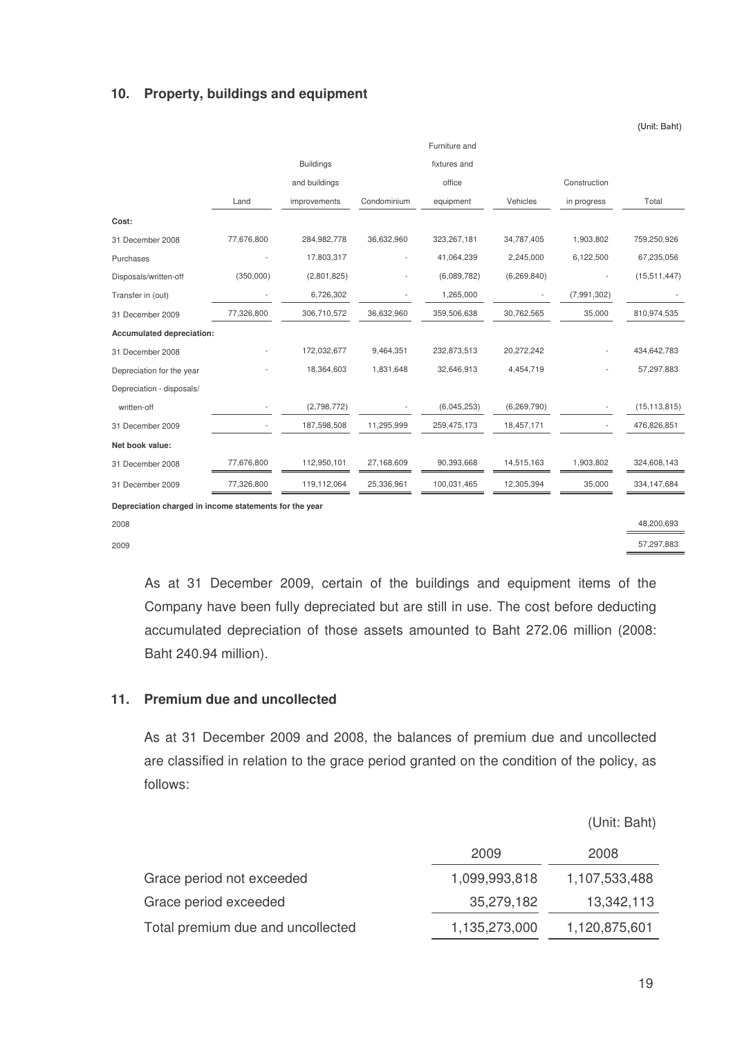## 10. Property, buildings and equipment

(Unit: Baht)

| | Land | Buildings and buildings improvements | Condominium | Furniture and fixtures and office equipment | Vehicles | Construction in progress | Total |
|---|---|---|---|---|---|---|---|
| **Cost:** | | | | | | | |
| 31 December 2008 | 77,676,800 | 284,982,778 | 36,632,960 | 323,267,181 | 34,787,405 | 1,903,802 | 759,250,926 |
| Purchases | - | 17,803,317 | - | 41,064,239 | 2,245,000 | 6,122,500 | 67,235,056 |
| Disposals/written-off | (350,000) | (2,801,825) | - | (6,089,782) | (6,269,840) | - | (15,511,447) |
| Transfer in (out) | - | 6,726,302 | - | 1,265,000 | - | (7,991,302) | - |
| 31 December 2009 | 77,326,800 | 306,710,572 | 36,632,960 | 359,506,638 | 30,762,565 | 35,000 | 810,974,535 |
| **Accumulated depreciation:** | | | | | | | |
| 31 December 2008 | - | 172,032,677 | 9,464,351 | 232,873,513 | 20,272,242 | - | 434,642,783 |
| Depreciation for the year | - | 18,364,603 | 1,831,648 | 32,646,913 | 4,454,719 | - | 57,297,883 |
| Depreciation - disposals/ written-off | - | (2,798,772) | - | (6,045,253) | (6,269,790) | - | (15,113,815) |
| 31 December 2009 | - | 187,598,508 | 11,295,999 | 259,475,173 | 18,457,171 | - | 476,826,851 |
| **Net book value:** | | | | | | | |
| 31 December 2008 | 77,676,800 | 112,950,101 | 27,168,609 | 90,393,668 | 14,515,163 | 1,903,802 | 324,608,143 |
| 31 December 2009 | 77,326,800 | 119,112,064 | 25,336,961 | 100,031,465 | 12,305,394 | 35,000 | 334,147,684 |
| **Depreciation charged in income statements for the year** | | | | | | | |
| 2008 | | | | | | | 48,200,693 |
| 2009 | | | | | | | 57,297,883 |

As at 31 December 2009, certain of the buildings and equipment items of the Company have been fully depreciated but are still in use. The cost before deducting accumulated depreciation of those assets amounted to Baht 272.06 million (2008: Baht 240.94 million).

## 11. Premium due and uncollected

As at 31 December 2009 and 2008, the balances of premium due and uncollected are classified in relation to the grace period granted on the condition of the policy, as follows:

(Unit: Baht)

| | 2009 | 2008 |
|---|---|---|
| Grace period not exceeded | 1,099,993,818 | 1,107,533,488 |
| Grace period exceeded | 35,279,182 | 13,342,113 |
| Total premium due and uncollected | 1,135,273,000 | 1,120,875,601 |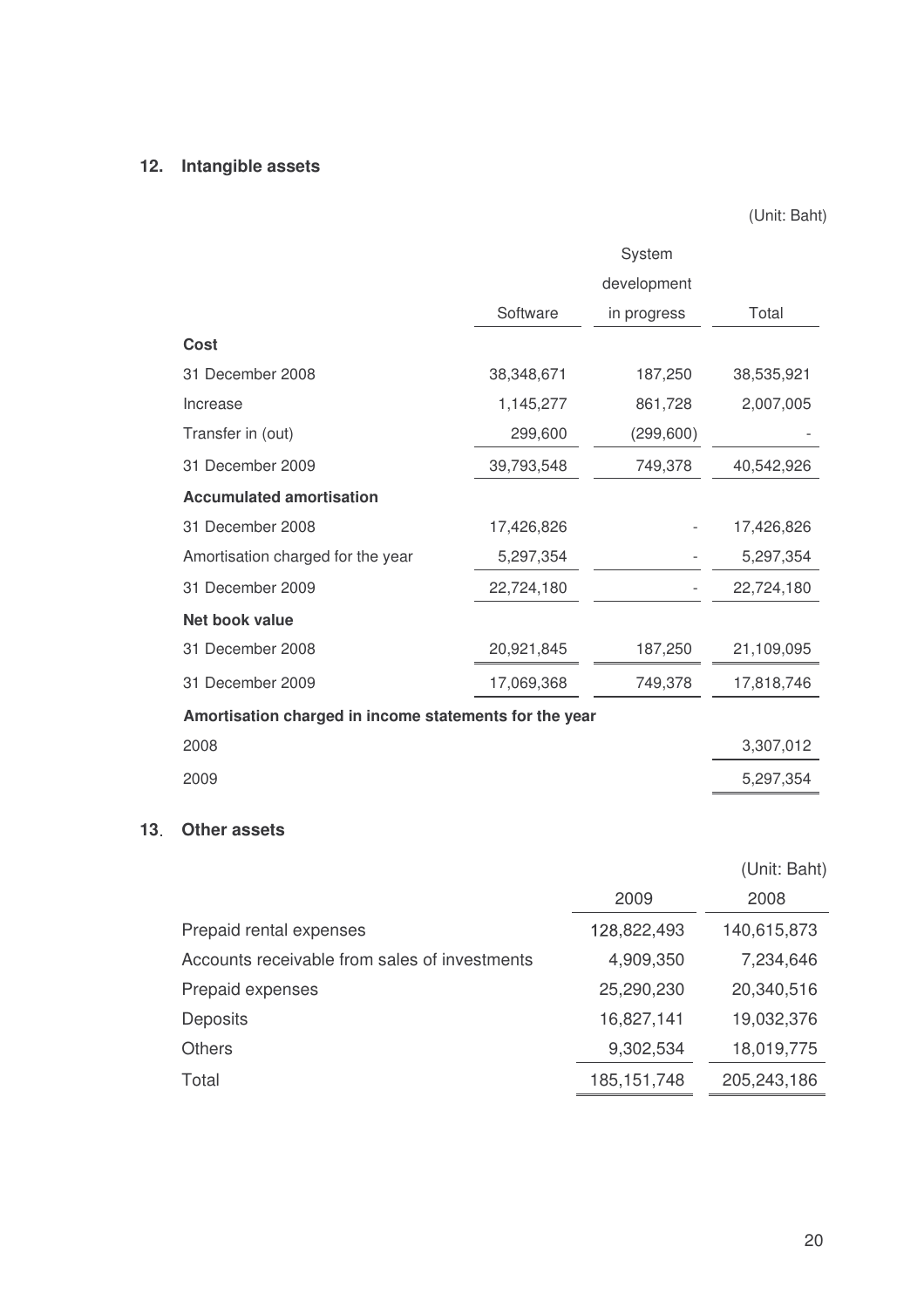## 12. Intangible assets

(Unit: Baht)

| | Software | System development in progress | Total |
|---|---|---|---|
| **Cost** | | | |
| 31 December 2008 | 38,348,671 | 187,250 | 38,535,921 |
| Increase | 1,145,277 | 861,728 | 2,007,005 |
| Transfer in (out) | 299,600 | (299,600) | - |
| 31 December 2009 | 39,793,548 | 749,378 | 40,542,926 |
| **Accumulated amortisation** | | | |
| 31 December 2008 | 17,426,826 | - | 17,426,826 |
| Amortisation charged for the year | 5,297,354 | - | 5,297,354 |
| 31 December 2009 | 22,724,180 | - | 22,724,180 |
| **Net book value** | | | |
| 31 December 2008 | 20,921,845 | 187,250 | 21,109,095 |
| 31 December 2009 | 17,069,368 | 749,378 | 17,818,746 |
| **Amortisation charged in income statements for the year** | | | |
| 2008 | | | 3,307,012 |
| 2009 | | | 5,297,354 |

## 13. Other assets

(Unit: Baht)

| | 2009 | 2008 |
|---|---|---|
| Prepaid rental expenses | 128,822,493 | 140,615,873 |
| Accounts receivable from sales of investments | 4,909,350 | 7,234,646 |
| Prepaid expenses | 25,290,230 | 20,340,516 |
| Deposits | 16,827,141 | 19,032,376 |
| Others | 9,302,534 | 18,019,775 |
| Total | 185,151,748 | 205,243,186 |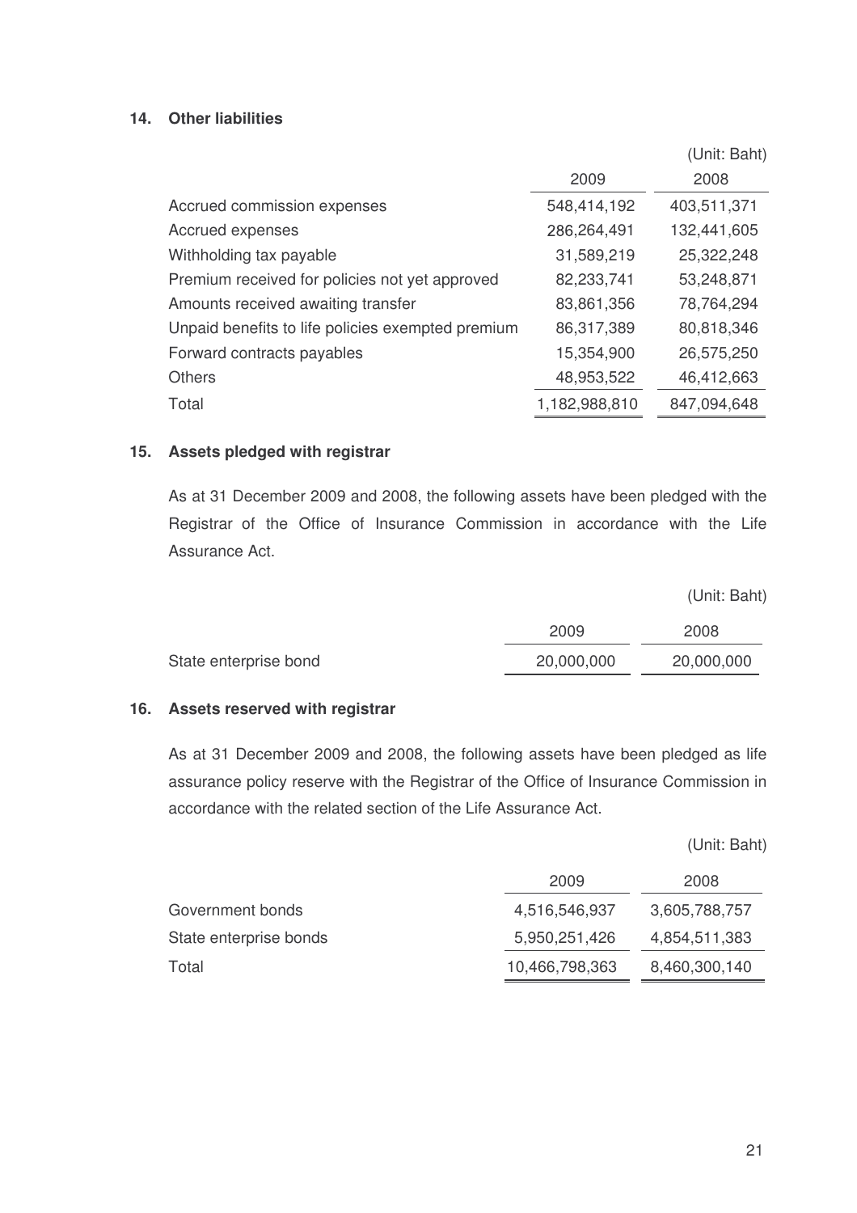## 14. Other liabilities

(Unit: Baht)

| | 2009 | 2008 |
|---|---|---|
| Accrued commission expenses | 548,414,192 | 403,511,371 |
| Accrued expenses | 286,264,491 | 132,441,605 |
| Withholding tax payable | 31,589,219 | 25,322,248 |
| Premium received for policies not yet approved | 82,233,741 | 53,248,871 |
| Amounts received awaiting transfer | 83,861,356 | 78,764,294 |
| Unpaid benefits to life policies exempted premium | 86,317,389 | 80,818,346 |
| Forward contracts payables | 15,354,900 | 26,575,250 |
| Others | 48,953,522 | 46,412,663 |
| Total | 1,182,988,810 | 847,094,648 |

## 15. Assets pledged with registrar

As at 31 December 2009 and 2008, the following assets have been pledged with the Registrar of the Office of Insurance Commission in accordance with the Life Assurance Act.

(Unit: Baht)

| | 2009 | 2008 |
|---|---|---|
| State enterprise bond | 20,000,000 | 20,000,000 |

## 16. Assets reserved with registrar

As at 31 December 2009 and 2008, the following assets have been pledged as life assurance policy reserve with the Registrar of the Office of Insurance Commission in accordance with the related section of the Life Assurance Act.

(Unit: Baht)

| | 2009 | 2008 |
|---|---|---|
| Government bonds | 4,516,546,937 | 3,605,788,757 |
| State enterprise bonds | 5,950,251,426 | 4,854,511,383 |
| Total | 10,466,798,363 | 8,460,300,140 |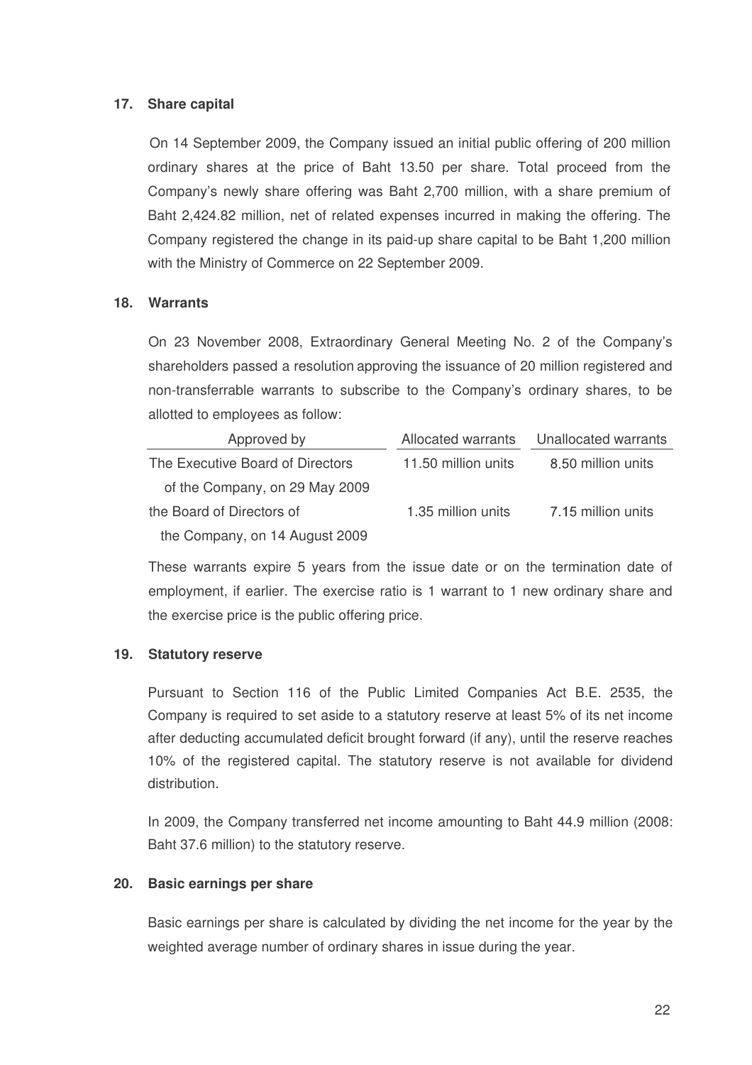## 17. Share capital

On 14 September 2009, the Company issued an initial public offering of 200 million ordinary shares at the price of Baht 13.50 per share. Total proceed from the Company's newly share offering was Baht 2,700 million, with a share premium of Baht 2,424.82 million, net of related expenses incurred in making the offering. The Company registered the change in its paid-up share capital to be Baht 1,200 million with the Ministry of Commerce on 22 September 2009.

## 18. Warrants

On 23 November 2008, Extraordinary General Meeting No. 2 of the Company's shareholders passed a resolution approving the issuance of 20 million registered and non-transferrable warrants to subscribe to the Company's ordinary shares, to be allotted to employees as follow:

| Approved by | Allocated warrants | Unallocated warrants |
|---|---|---|
| The Executive Board of Directors of the Company, on 29 May 2009 | 11.50 million units | 8.50 million units |
| the Board of Directors of the Company, on 14 August 2009 | 1.35 million units | 7.15 million units |

These warrants expire 5 years from the issue date or on the termination date of employment, if earlier. The exercise ratio is 1 warrant to 1 new ordinary share and the exercise price is the public offering price.

## 19. Statutory reserve

Pursuant to Section 116 of the Public Limited Companies Act B.E. 2535, the Company is required to set aside to a statutory reserve at least 5% of its net income after deducting accumulated deficit brought forward (if any), until the reserve reaches 10% of the registered capital. The statutory reserve is not available for dividend distribution.

In 2009, the Company transferred net income amounting to Baht 44.9 million (2008: Baht 37.6 million) to the statutory reserve.

## 20. Basic earnings per share

Basic earnings per share is calculated by dividing the net income for the year by the weighted average number of ordinary shares in issue during the year.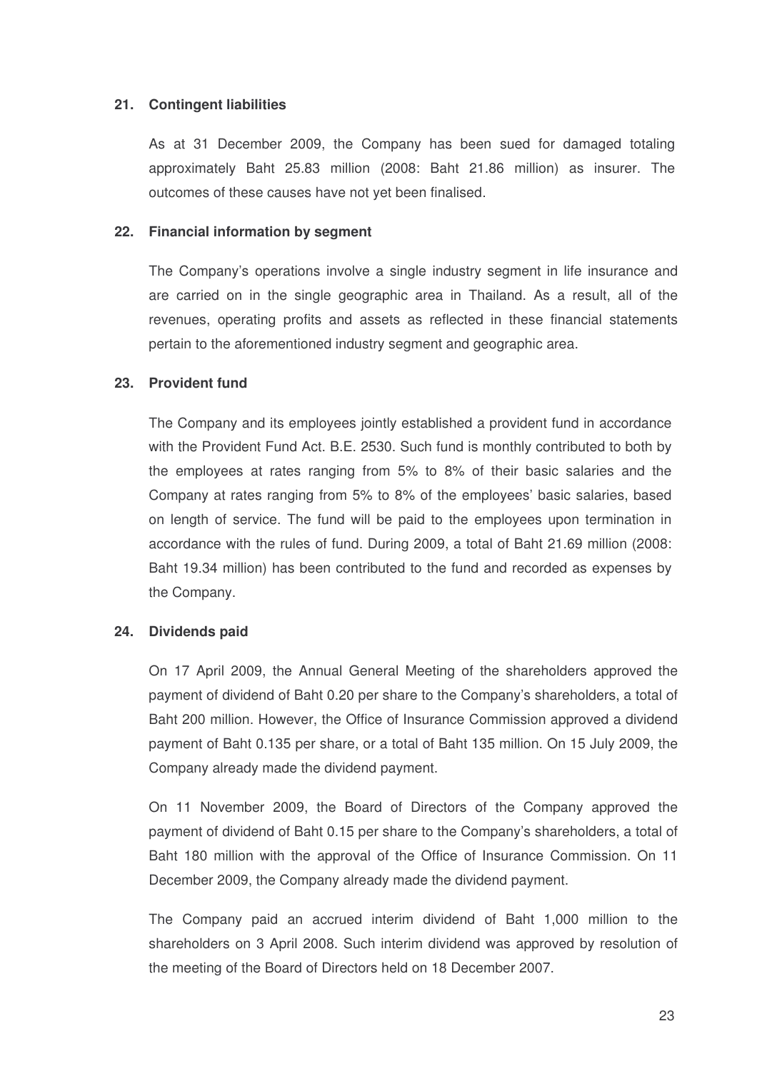## 21. Contingent liabilities

As at 31 December 2009, the Company has been sued for damaged totaling approximately Baht 25.83 million (2008: Baht 21.86 million) as insurer. The outcomes of these causes have not yet been finalised.

## 22. Financial information by segment

The Company's operations involve a single industry segment in life insurance and are carried on in the single geographic area in Thailand. As a result, all of the revenues, operating profits and assets as reflected in these financial statements pertain to the aforementioned industry segment and geographic area.

## 23. Provident fund

The Company and its employees jointly established a provident fund in accordance with the Provident Fund Act. B.E. 2530. Such fund is monthly contributed to both by the employees at rates ranging from 5% to 8% of their basic salaries and the Company at rates ranging from 5% to 8% of the employees' basic salaries, based on length of service. The fund will be paid to the employees upon termination in accordance with the rules of fund. During 2009, a total of Baht 21.69 million (2008: Baht 19.34 million) has been contributed to the fund and recorded as expenses by the Company.

## 24. Dividends paid

On 17 April 2009, the Annual General Meeting of the shareholders approved the payment of dividend of Baht 0.20 per share to the Company's shareholders, a total of Baht 200 million. However, the Office of Insurance Commission approved a dividend payment of Baht 0.135 per share, or a total of Baht 135 million. On 15 July 2009, the Company already made the dividend payment.

On 11 November 2009, the Board of Directors of the Company approved the payment of dividend of Baht 0.15 per share to the Company's shareholders, a total of Baht 180 million with the approval of the Office of Insurance Commission. On 11 December 2009, the Company already made the dividend payment.

The Company paid an accrued interim dividend of Baht 1,000 million to the shareholders on 3 April 2008. Such interim dividend was approved by resolution of the meeting of the Board of Directors held on 18 December 2007.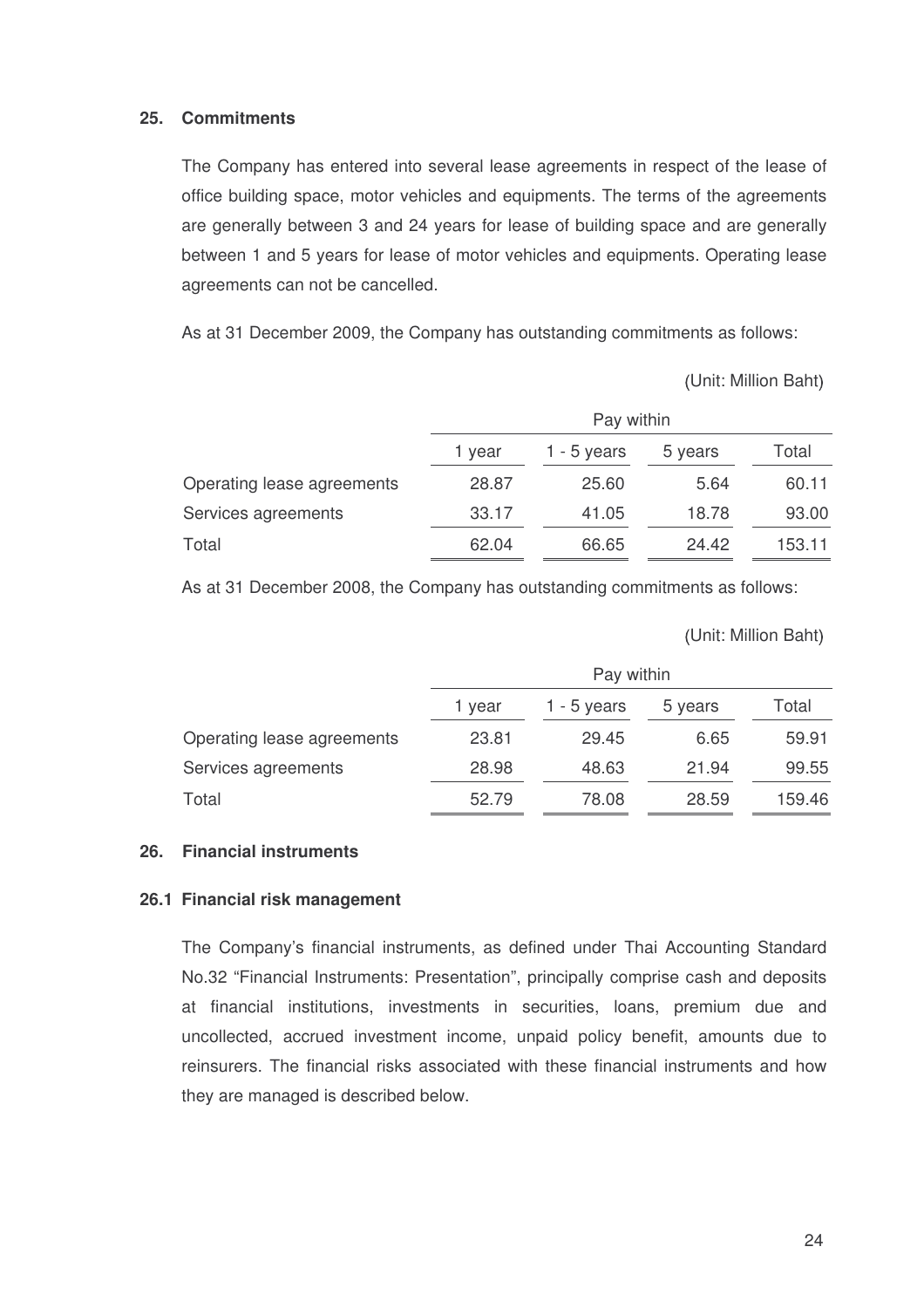## 25. Commitments

The Company has entered into several lease agreements in respect of the lease of office building space, motor vehicles and equipments. The terms of the agreements are generally between 3 and 24 years for lease of building space and are generally between 1 and 5 years for lease of motor vehicles and equipments. Operating lease agreements can not be cancelled.

As at 31 December 2009, the Company has outstanding commitments as follows:

(Unit: Million Baht)

| | Pay within | | | |
|---|---|---|---|---|
| | 1 year | 1 - 5 years | 5 years | Total |
| Operating lease agreements | 28.87 | 25.60 | 5.64 | 60.11 |
| Services agreements | 33.17 | 41.05 | 18.78 | 93.00 |
| Total | 62.04 | 66.65 | 24.42 | 153.11 |

As at 31 December 2008, the Company has outstanding commitments as follows:

(Unit: Million Baht)

| | Pay within | | | |
|---|---|---|---|---|
| | 1 year | 1 - 5 years | 5 years | Total |
| Operating lease agreements | 23.81 | 29.45 | 6.65 | 59.91 |
| Services agreements | 28.98 | 48.63 | 21.94 | 99.55 |
| Total | 52.79 | 78.08 | 28.59 | 159.46 |

## 26. Financial instruments

### 26.1 Financial risk management

The Company's financial instruments, as defined under Thai Accounting Standard No.32 "Financial Instruments: Presentation", principally comprise cash and deposits at financial institutions, investments in securities, loans, premium due and uncollected, accrued investment income, unpaid policy benefit, amounts due to reinsurers. The financial risks associated with these financial instruments and how they are managed is described below.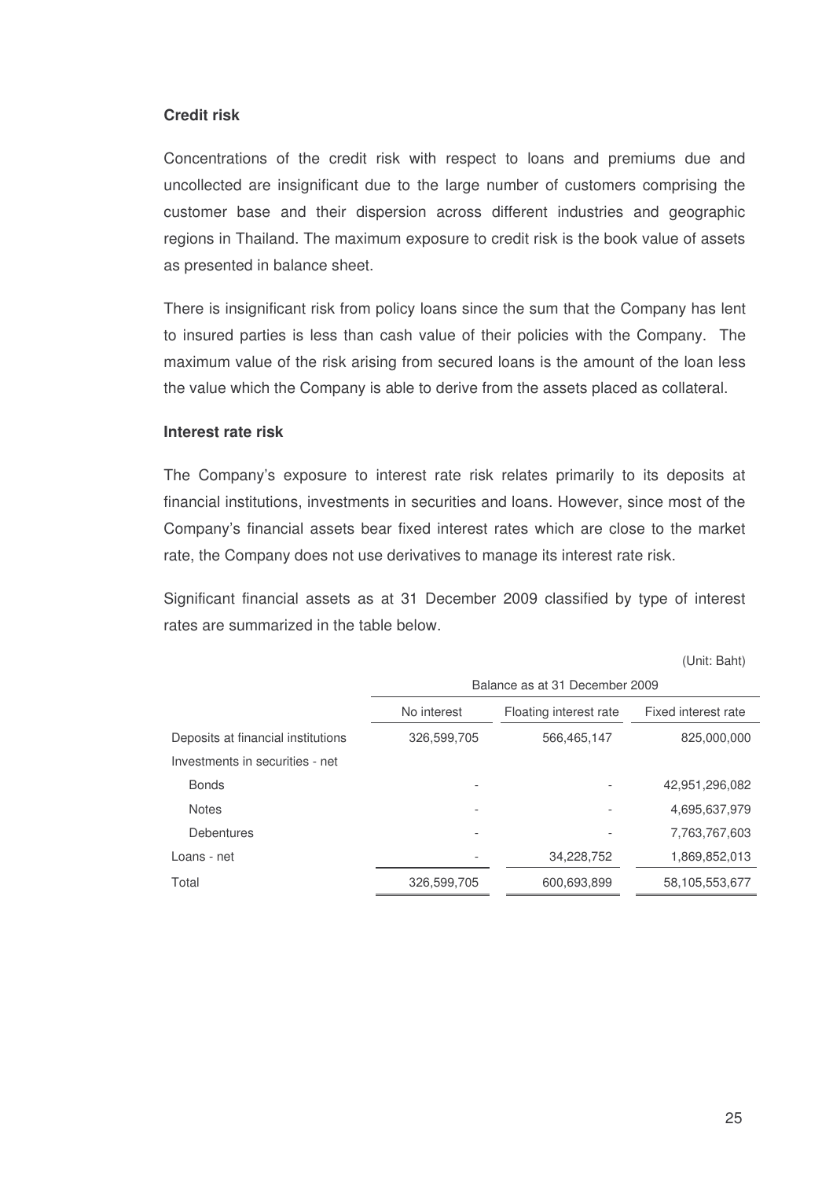**Credit risk**

Concentrations of the credit risk with respect to loans and premiums due and uncollected are insignificant due to the large number of customers comprising the customer base and their dispersion across different industries and geographic regions in Thailand. The maximum exposure to credit risk is the book value of assets as presented in balance sheet.

There is insignificant risk from policy loans since the sum that the Company has lent to insured parties is less than cash value of their policies with the Company. The maximum value of the risk arising from secured loans is the amount of the loan less the value which the Company is able to derive from the assets placed as collateral.

**Interest rate risk**

The Company's exposure to interest rate risk relates primarily to its deposits at financial institutions, investments in securities and loans. However, since most of the Company's financial assets bear fixed interest rates which are close to the market rate, the Company does not use derivatives to manage its interest rate risk.

Significant financial assets as at 31 December 2009 classified by type of interest rates are summarized in the table below.

(Unit: Baht)

| | Balance as at 31 December 2009 | | |
|---|---|---|---|
| | No interest | Floating interest rate | Fixed interest rate |
| Deposits at financial institutions | 326,599,705 | 566,465,147 | 825,000,000 |
| Investments in securities - net | | | |
| Bonds | - | - | 42,951,296,082 |
| Notes | - | - | 4,695,637,979 |
| Debentures | - | - | 7,763,767,603 |
| Loans - net | - | 34,228,752 | 1,869,852,013 |
| Total | 326,599,705 | 600,693,899 | 58,105,553,677 |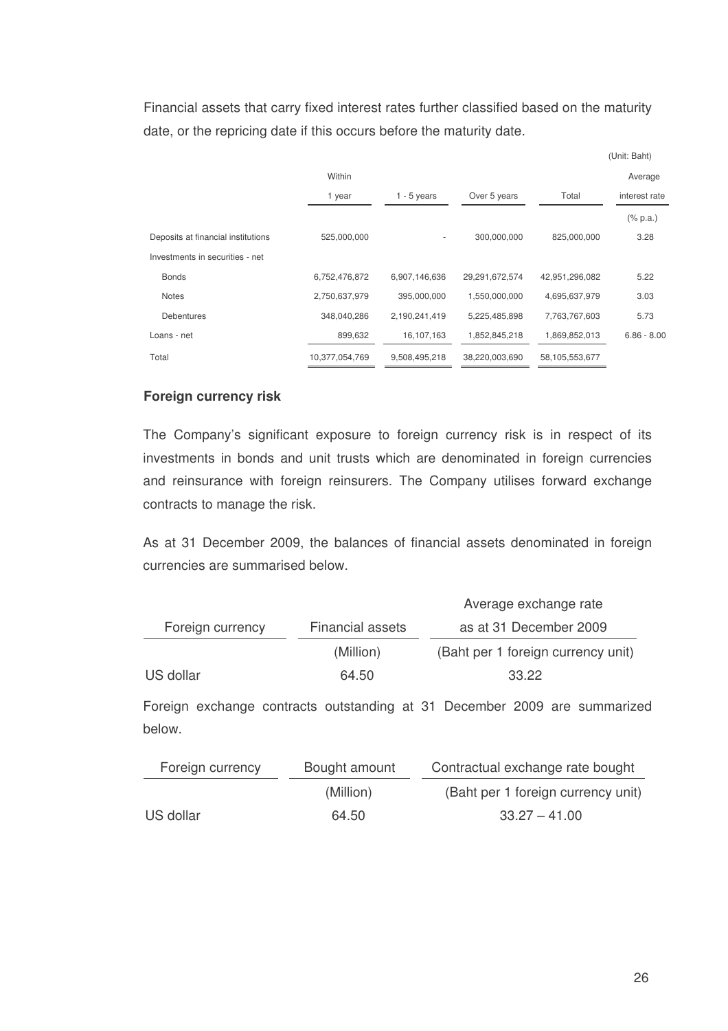Financial assets that carry fixed interest rates further classified based on the maturity date, or the repricing date if this occurs before the maturity date.

(Unit: Baht)

| | Within 1 year | 1 - 5 years | Over 5 years | Total | Average interest rate |
|---|---|---|---|---|---|
| | | | | | (% p.a.) |
| Deposits at financial institutions | 525,000,000 | - | 300,000,000 | 825,000,000 | 3.28 |
| Investments in securities - net | | | | | |
| Bonds | 6,752,476,872 | 6,907,146,636 | 29,291,672,574 | 42,951,296,082 | 5.22 |
| Notes | 2,750,637,979 | 395,000,000 | 1,550,000,000 | 4,695,637,979 | 3.03 |
| Debentures | 348,040,286 | 2,190,241,419 | 5,225,485,898 | 7,763,767,603 | 5.73 |
| Loans - net | 899,632 | 16,107,163 | 1,852,845,218 | 1,869,852,013 | 6.86 - 8.00 |
| Total | 10,377,054,769 | 9,508,495,218 | 38,220,003,690 | 58,105,553,677 | |

**Foreign currency risk**

The Company's significant exposure to foreign currency risk is in respect of its investments in bonds and unit trusts which are denominated in foreign currencies and reinsurance with foreign reinsurers. The Company utilises forward exchange contracts to manage the risk.

As at 31 December 2009, the balances of financial assets denominated in foreign currencies are summarised below.

| Foreign currency | Financial assets | Average exchange rate as at 31 December 2009 |
|---|---|---|
| | (Million) | (Baht per 1 foreign currency unit) |
| US dollar | 64.50 | 33.22 |

Foreign exchange contracts outstanding at 31 December 2009 are summarized below.

| Foreign currency | Bought amount | Contractual exchange rate bought |
|---|---|---|
| | (Million) | (Baht per 1 foreign currency unit) |
| US dollar | 64.50 | 33.27 – 41.00 |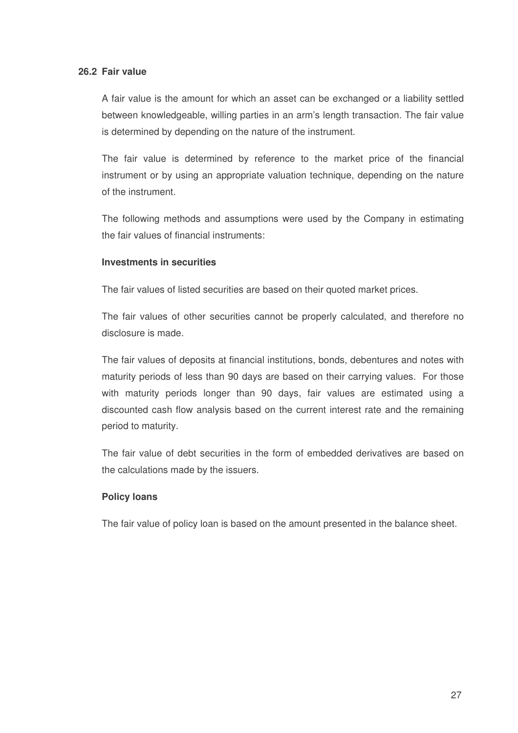### 26.2 Fair value

A fair value is the amount for which an asset can be exchanged or a liability settled between knowledgeable, willing parties in an arm's length transaction. The fair value is determined by depending on the nature of the instrument.

The fair value is determined by reference to the market price of the financial instrument or by using an appropriate valuation technique, depending on the nature of the instrument.

The following methods and assumptions were used by the Company in estimating the fair values of financial instruments:

**Investments in securities**

The fair values of listed securities are based on their quoted market prices.

The fair values of other securities cannot be properly calculated, and therefore no disclosure is made.

The fair values of deposits at financial institutions, bonds, debentures and notes with maturity periods of less than 90 days are based on their carrying values. For those with maturity periods longer than 90 days, fair values are estimated using a discounted cash flow analysis based on the current interest rate and the remaining period to maturity.

The fair value of debt securities in the form of embedded derivatives are based on the calculations made by the issuers.

**Policy loans**

The fair value of policy loan is based on the amount presented in the balance sheet.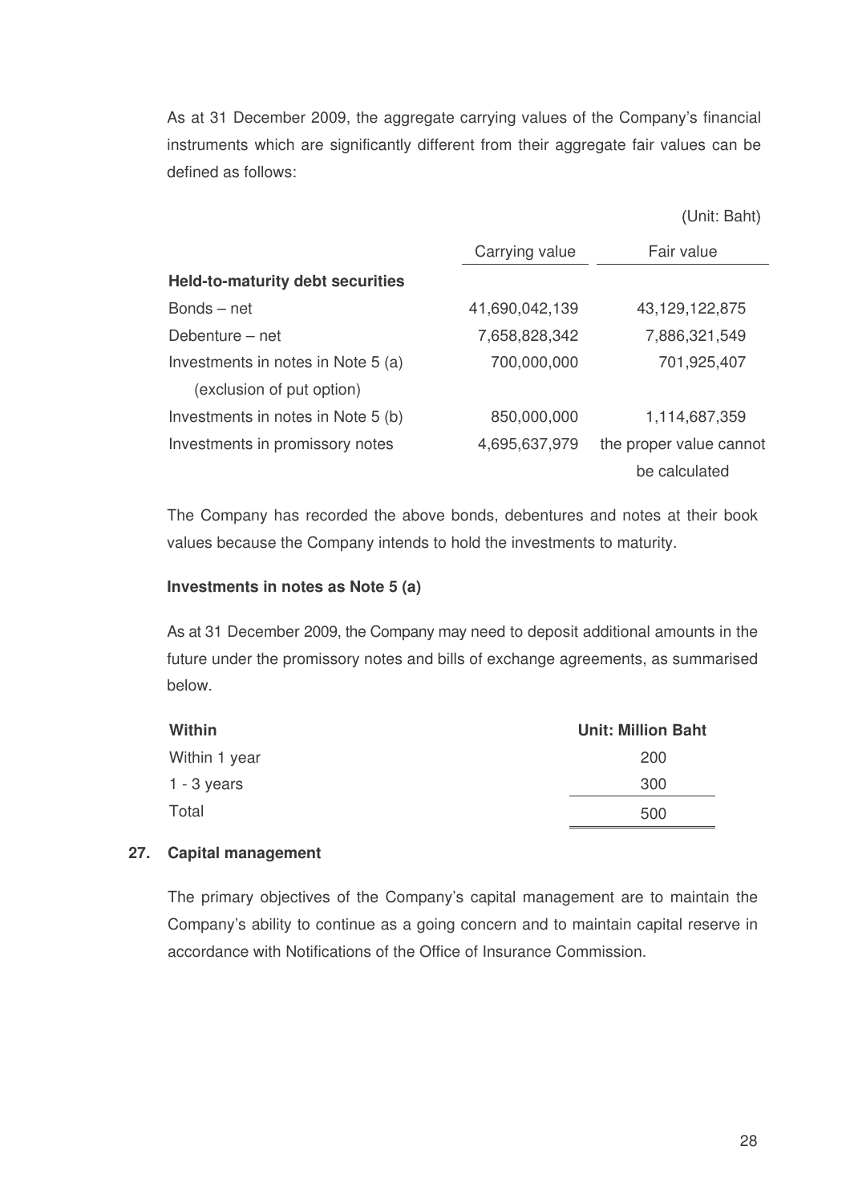As at 31 December 2009, the aggregate carrying values of the Company's financial instruments which are significantly different from their aggregate fair values can be defined as follows:

(Unit: Baht)

| | Carrying value | Fair value |
|---|---|---|
| **Held-to-maturity debt securities** | | |
| Bonds – net | 41,690,042,139 | 43,129,122,875 |
| Debenture – net | 7,658,828,342 | 7,886,321,549 |
| Investments in notes in Note 5 (a) (exclusion of put option) | 700,000,000 | 701,925,407 |
| Investments in notes in Note 5 (b) | 850,000,000 | 1,114,687,359 |
| Investments in promissory notes | 4,695,637,979 | the proper value cannot be calculated |

The Company has recorded the above bonds, debentures and notes at their book values because the Company intends to hold the investments to maturity.

**Investments in notes as Note 5 (a)**

As at 31 December 2009, the Company may need to deposit additional amounts in the future under the promissory notes and bills of exchange agreements, as summarised below.

| Within | Unit: Million Baht |
|---|---|
| Within 1 year | 200 |
| 1 - 3 years | 300 |
| Total | 500 |

## 27. Capital management

The primary objectives of the Company's capital management are to maintain the Company's ability to continue as a going concern and to maintain capital reserve in accordance with Notifications of the Office of Insurance Commission.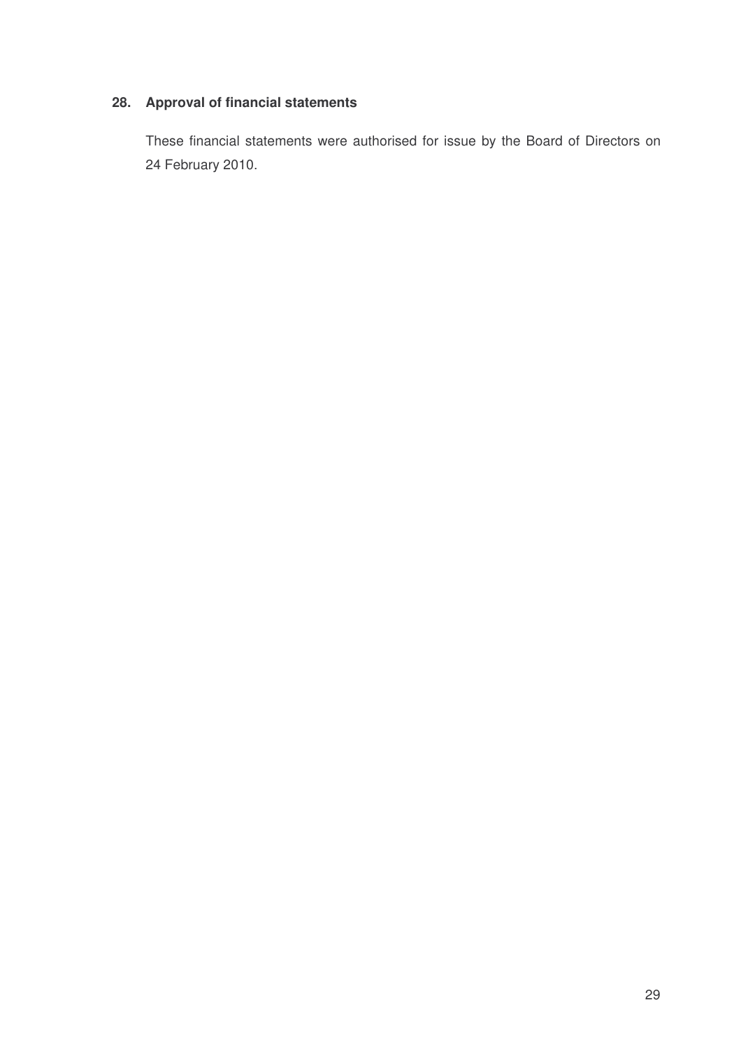## 28. Approval of financial statements

These financial statements were authorised for issue by the Board of Directors on 24 February 2010.